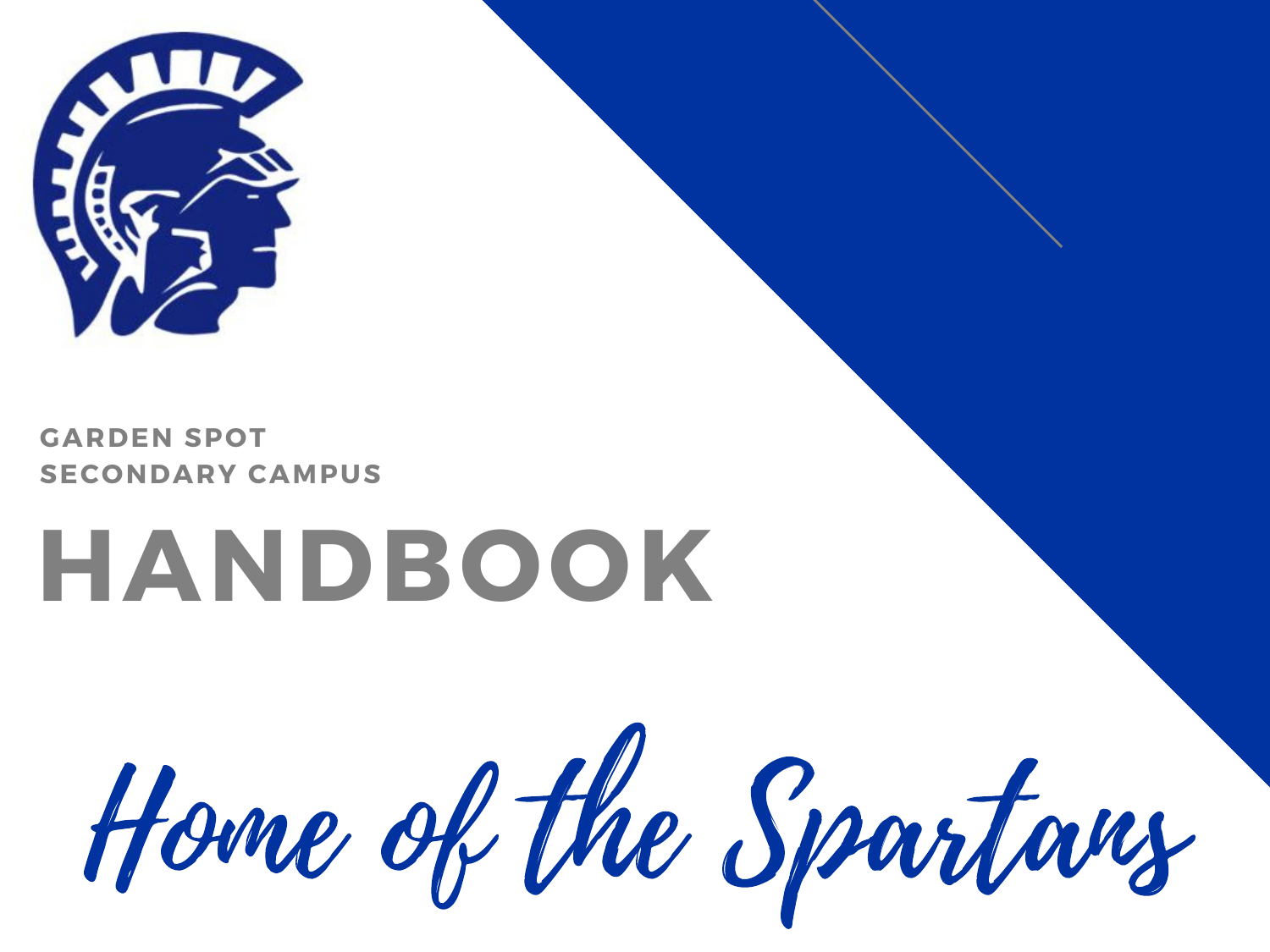GARDEN SPOT
SECONDARY CAMPUS

# HANDBOOK

*Home of the Spartans*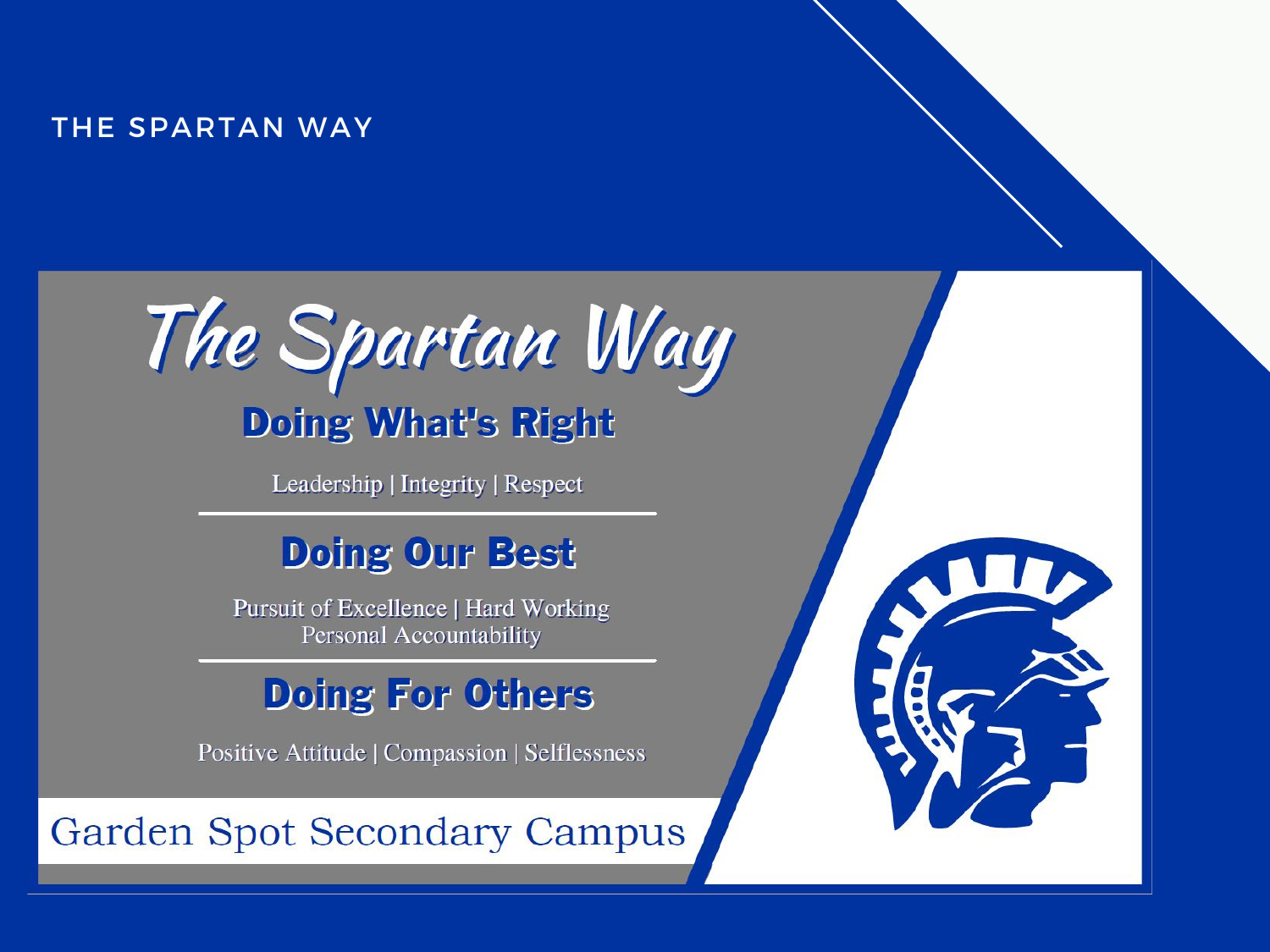THE SPARTAN WAY

# The Spartan Way

## Doing What's Right

Leadership | Integrity | Respect

---

## Doing Our Best

Pursuit of Excellence | Hard Working
Personal Accountability

---

## Doing For Others

Positive Attitude | Compassion | Selflessness

Garden Spot Secondary Campus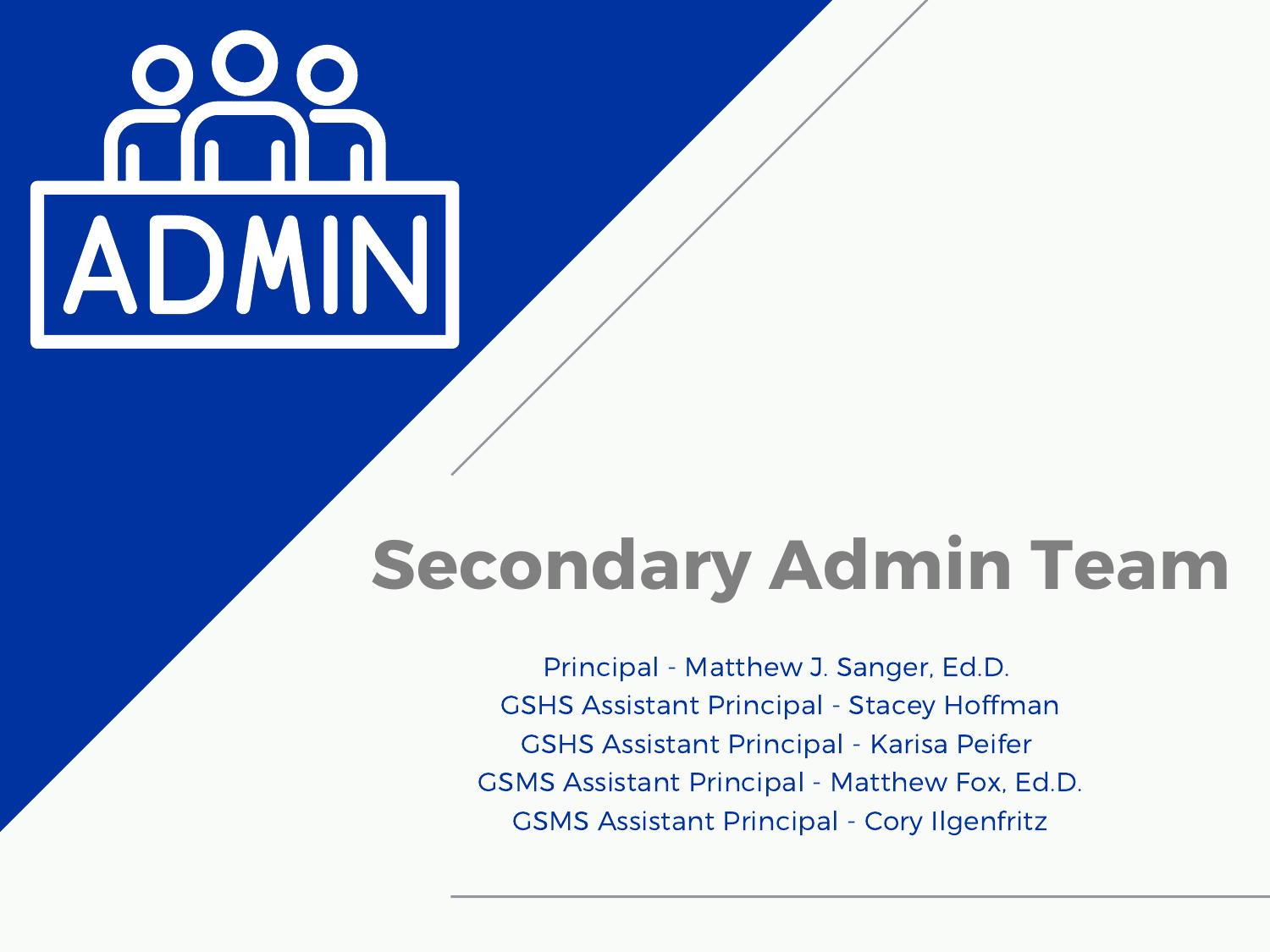ADMIN

# Secondary Admin Team

Principal - Matthew J. Sanger, Ed.D.

GSHS Assistant Principal - Stacey Hoffman

GSHS Assistant Principal - Karisa Peifer

GSMS Assistant Principal - Matthew Fox, Ed.D.

GSMS Assistant Principal - Cory Ilgenfritz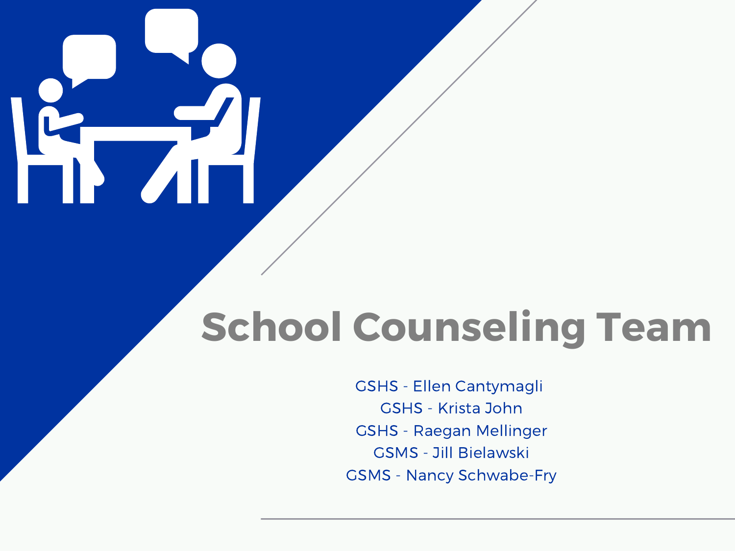# School Counseling Team

GSHS - Ellen Cantymagli
GSHS - Krista John
GSHS - Raegan Mellinger
GSMS - Jill Bielawski
GSMS - Nancy Schwabe-Fry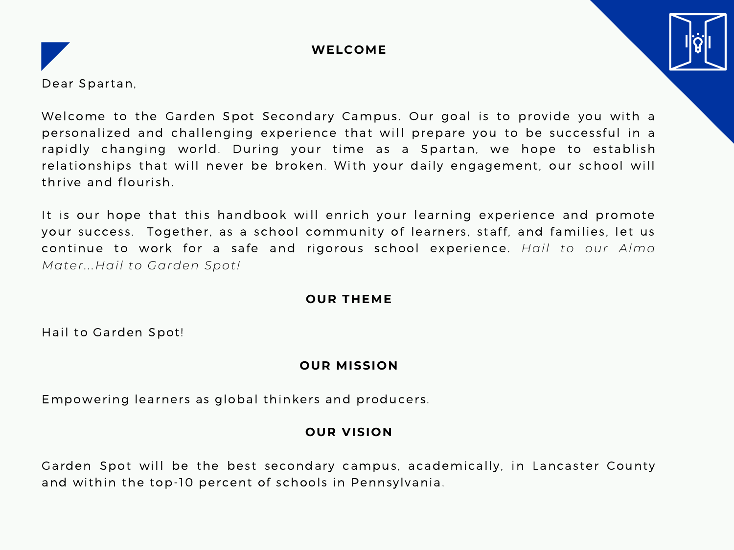## WELCOME

Dear Spartan,

Welcome to the Garden Spot Secondary Campus. Our goal is to provide you with a personalized and challenging experience that will prepare you to be successful in a rapidly changing world. During your time as a Spartan, we hope to establish relationships that will never be broken. With your daily engagement, our school will thrive and flourish.

It is our hope that this handbook will enrich your learning experience and promote your success. Together, as a school community of learners, staff, and families, let us continue to work for a safe and rigorous school experience. *Hail to our Alma Mater...Hail to Garden Spot!*

## OUR THEME

Hail to Garden Spot!

## OUR MISSION

Empowering learners as global thinkers and producers.

## OUR VISION

Garden Spot will be the best secondary campus, academically, in Lancaster County and within the top-10 percent of schools in Pennsylvania.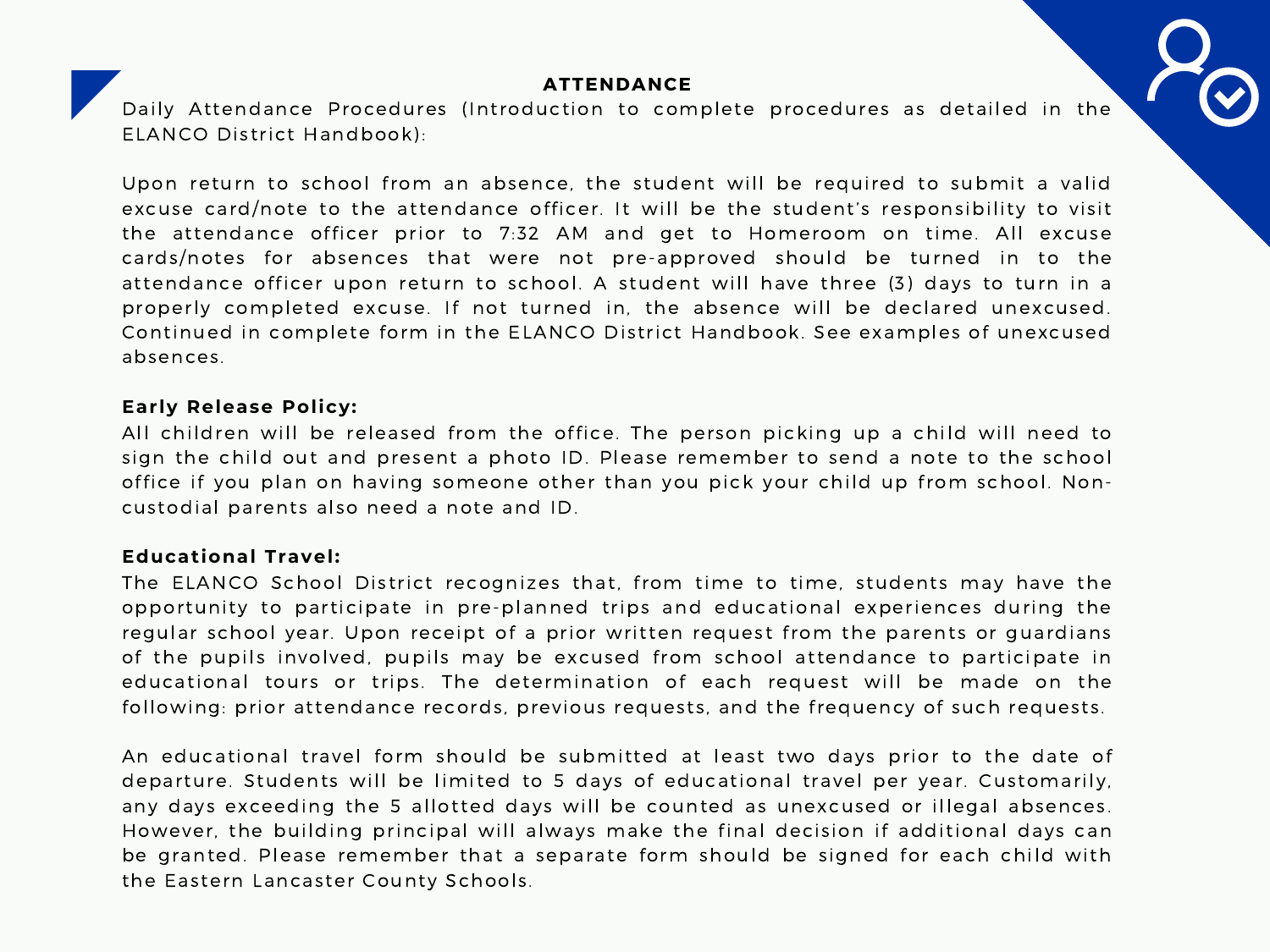# ATTENDANCE

Daily Attendance Procedures (Introduction to complete procedures as detailed in the ELANCO District Handbook):

Upon return to school from an absence, the student will be required to submit a valid excuse card/note to the attendance officer. It will be the student's responsibility to visit the attendance officer prior to 7:32 AM and get to Homeroom on time. All excuse cards/notes for absences that were not pre-approved should be turned in to the attendance officer upon return to school. A student will have three (3) days to turn in a properly completed excuse. If not turned in, the absence will be declared unexcused. Continued in complete form in the ELANCO District Handbook. See examples of unexcused absences.

**Early Release Policy:**

All children will be released from the office. The person picking up a child will need to sign the child out and present a photo ID. Please remember to send a note to the school office if you plan on having someone other than you pick your child up from school. Non-custodial parents also need a note and ID.

**Educational Travel:**

The ELANCO School District recognizes that, from time to time, students may have the opportunity to participate in pre-planned trips and educational experiences during the regular school year. Upon receipt of a prior written request from the parents or guardians of the pupils involved, pupils may be excused from school attendance to participate in educational tours or trips. The determination of each request will be made on the following: prior attendance records, previous requests, and the frequency of such requests.

An educational travel form should be submitted at least two days prior to the date of departure. Students will be limited to 5 days of educational travel per year. Customarily, any days exceeding the 5 allotted days will be counted as unexcused or illegal absences. However, the building principal will always make the final decision if additional days can be granted. Please remember that a separate form should be signed for each child with the Eastern Lancaster County Schools.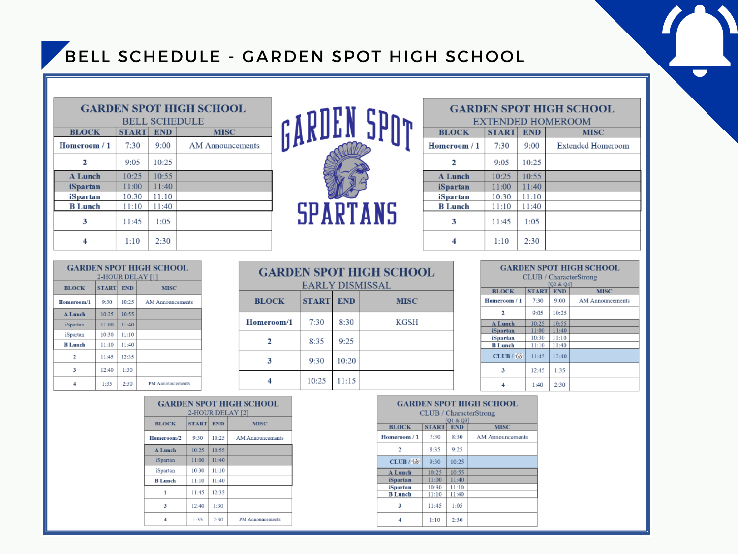# BELL SCHEDULE - GARDEN SPOT HIGH SCHOOL

## GARDEN SPOT HIGH SCHOOL BELL SCHEDULE

| BLOCK | START | END | MISC |
|---|---|---|---|
| Homeroom / 1 | 7:30 | 9:00 | AM Announcements |
| 2 | 9:05 | 10:25 | |
| A Lunch | 10:25 | 10:55 | |
| iSpartan | 11:00 | 11:40 | |
| iSpartan | 10:30 | 11:10 | |
| B Lunch | 11:10 | 11:40 | |
| 3 | 11:45 | 1:05 | |
| 4 | 1:10 | 2:30 | |

GARDEN SPOT SPARTANS

## GARDEN SPOT HIGH SCHOOL EXTENDED HOMEROOM

| BLOCK | START | END | MISC |
|---|---|---|---|
| Homeroom / 1 | 7:30 | 9:00 | Extended Homeroom |
| 2 | 9:05 | 10:25 | |
| A Lunch | 10:25 | 10:55 | |
| iSpartan | 11:00 | 11:40 | |
| iSpartan | 10:30 | 11:10 | |
| B Lunch | 11:10 | 11:40 | |
| 3 | 11:45 | 1:05 | |
| 4 | 1:10 | 2:30 | |

## GARDEN SPOT HIGH SCHOOL 2-HOUR DELAY [1]

| BLOCK | START | END | MISC |
|---|---|---|---|
| Homeroom/1 | 9:30 | 10:25 | AM Announcements |
| A Lunch | 10:25 | 10:55 | |
| iSpartan | 11:00 | 11:40 | |
| iSpartan | 10:30 | 11:10 | |
| B Lunch | 11:10 | 11:40 | |
| 2 | 11:45 | 12:35 | |
| 3 | 12:40 | 1:30 | |
| 4 | 1:35 | 2:30 | PM Announcements |

## GARDEN SPOT HIGH SCHOOL EARLY DISMISSAL

| BLOCK | START | END | MISC |
|---|---|---|---|
| Homeroom/1 | 7:30 | 8:30 | KGSH |
| 2 | 8:35 | 9:25 | |
| 3 | 9:30 | 10:20 | |
| 4 | 10:25 | 11:15 | |

## GARDEN SPOT HIGH SCHOOL CLUB / CharacterStrong [Q2 & Q4]

| BLOCK | START | END | MISC |
|---|---|---|---|
| Homeroom / 1 | 7:30 | 9:00 | AM Announcements |
| 2 | 9:05 | 10:25 | |
| A Lunch | 10:25 | 10:55 | |
| iSpartan | 11:00 | 11:40 | |
| iSpartan | 10:30 | 11:10 | |
| B Lunch | 11:10 | 11:40 | |
| CLUB / | 11:45 | 12:40 | |
| 3 | 12:45 | 1:35 | |
| 4 | 1:40 | 2:30 | |

## GARDEN SPOT HIGH SCHOOL 2-HOUR DELAY [2]

| BLOCK | START | END | MISC |
|---|---|---|---|
| Homeroom/2 | 9:30 | 10:25 | AM Announcements |
| A Lunch | 10:25 | 10:55 | |
| iSpartan | 11:00 | 11:40 | |
| iSpartan | 10:30 | 11:10 | |
| B Lunch | 11:10 | 11:40 | |
| 1 | 11:45 | 12:35 | |
| 3 | 12:40 | 1:30 | |
| 4 | 1:35 | 2:30 | PM Announcements |

## GARDEN SPOT HIGH SCHOOL CLUB / CharacterStrong [Q1 & Q3]

| BLOCK | START | END | MISC |
|---|---|---|---|
| Homeroom / 1 | 7:30 | 8:30 | AM Announcements |
| 2 | 8:35 | 9:25 | |
| CLUB / | 9:30 | 10:25 | |
| A Lunch | 10:25 | 10:55 | |
| iSpartan | 11:00 | 11:40 | |
| iSpartan | 10:30 | 11:10 | |
| B Lunch | 11:10 | 11:40 | |
| 3 | 11:45 | 1:05 | |
| 4 | 1:10 | 2:30 | |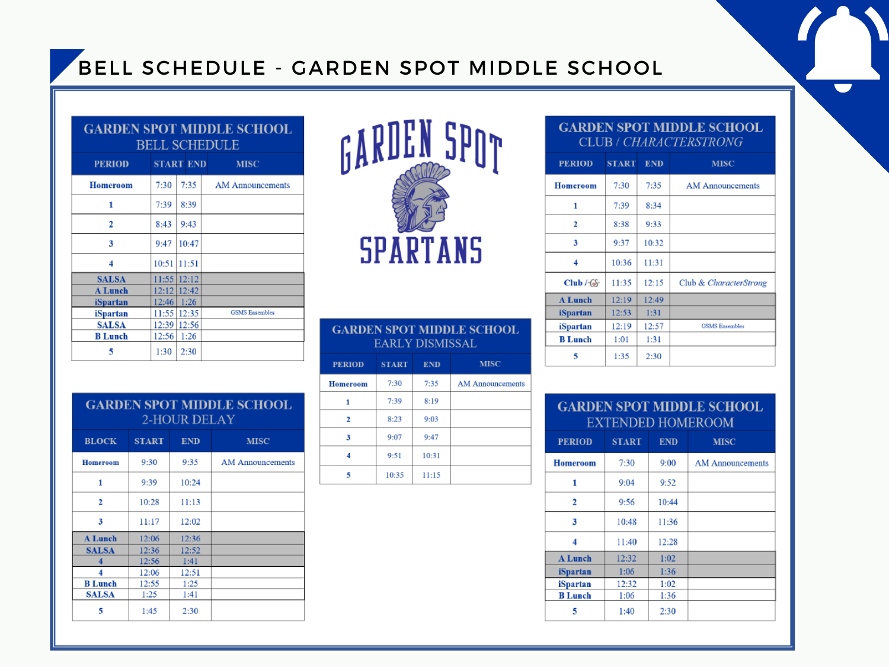# BELL SCHEDULE - GARDEN SPOT MIDDLE SCHOOL

## GARDEN SPOT MIDDLE SCHOOL BELL SCHEDULE

| PERIOD | START | END | MISC |
|---|---|---|---|
| Homeroom | 7:30 | 7:35 | AM Announcements |
| 1 | 7:39 | 8:39 | |
| 2 | 8:43 | 9:43 | |
| 3 | 9:47 | 10:47 | |
| 4 | 10:51 | 11:51 | |
| SALSA | 11:55 | 12:12 | |
| A Lunch | 12:12 | 12:42 | |
| iSpartan | 12:46 | 1:26 | |
| iSpartan | 11:55 | 12:35 | GSMS Ensembles |
| SALSA | 12:39 | 12:56 | |
| B Lunch | 12:56 | 1:26 | |
| 5 | 1:30 | 2:30 | |

GARDEN SPOT
SPARTANS

## GARDEN SPOT MIDDLE SCHOOL CLUB / *CHARACTERSTRONG*

| PERIOD | START | END | MISC |
|---|---|---|---|
| Homeroom | 7:30 | 7:35 | AM Announcements |
| 1 | 7:39 | 8:34 | |
| 2 | 8:38 | 9:33 | |
| 3 | 9:37 | 10:32 | |
| 4 | 10:36 | 11:31 | |
| Club / GS | 11:35 | 12:15 | Club & *CharacterStrong* |
| A Lunch | 12:19 | 12:49 | |
| iSpartan | 12:53 | 1:31 | |
| iSpartan | 12:19 | 12:57 | GSMS Ensembles |
| B Lunch | 1:01 | 1:31 | |
| 5 | 1:35 | 2:30 | |

## GARDEN SPOT MIDDLE SCHOOL 2-HOUR DELAY

| BLOCK | START | END | MISC |
|---|---|---|---|
| Homeroom | 9:30 | 9:35 | AM Announcements |
| 1 | 9:39 | 10:24 | |
| 2 | 10:28 | 11:13 | |
| 3 | 11:17 | 12:02 | |
| A Lunch | 12:06 | 12:36 | |
| SALSA | 12:36 | 12:52 | |
| 4 | 12:56 | 1:41 | |
| 4 | 12:06 | 12:51 | |
| B Lunch | 12:55 | 1:25 | |
| SALSA | 1:25 | 1:41 | |
| 5 | 1:45 | 2:30 | |

## GARDEN SPOT MIDDLE SCHOOL EARLY DISMISSAL

| PERIOD | START | END | MISC |
|---|---|---|---|
| Homeroom | 7:30 | 7:35 | AM Announcements |
| 1 | 7:39 | 8:19 | |
| 2 | 8:23 | 9:03 | |
| 3 | 9:07 | 9:47 | |
| 4 | 9:51 | 10:31 | |
| 5 | 10:35 | 11:15 | |

## GARDEN SPOT MIDDLE SCHOOL EXTENDED HOMEROOM

| PERIOD | START | END | MISC |
|---|---|---|---|
| Homeroom | 7:30 | 9:00 | AM Announcements |
| 1 | 9:04 | 9:52 | |
| 2 | 9:56 | 10:44 | |
| 3 | 10:48 | 11:36 | |
| 4 | 11:40 | 12:28 | |
| A Lunch | 12:32 | 1:02 | |
| iSpartan | 1:06 | 1:36 | |
| iSpartan | 12:32 | 1:02 | |
| B Lunch | 1:06 | 1:36 | |
| 5 | 1:40 | 2:30 | |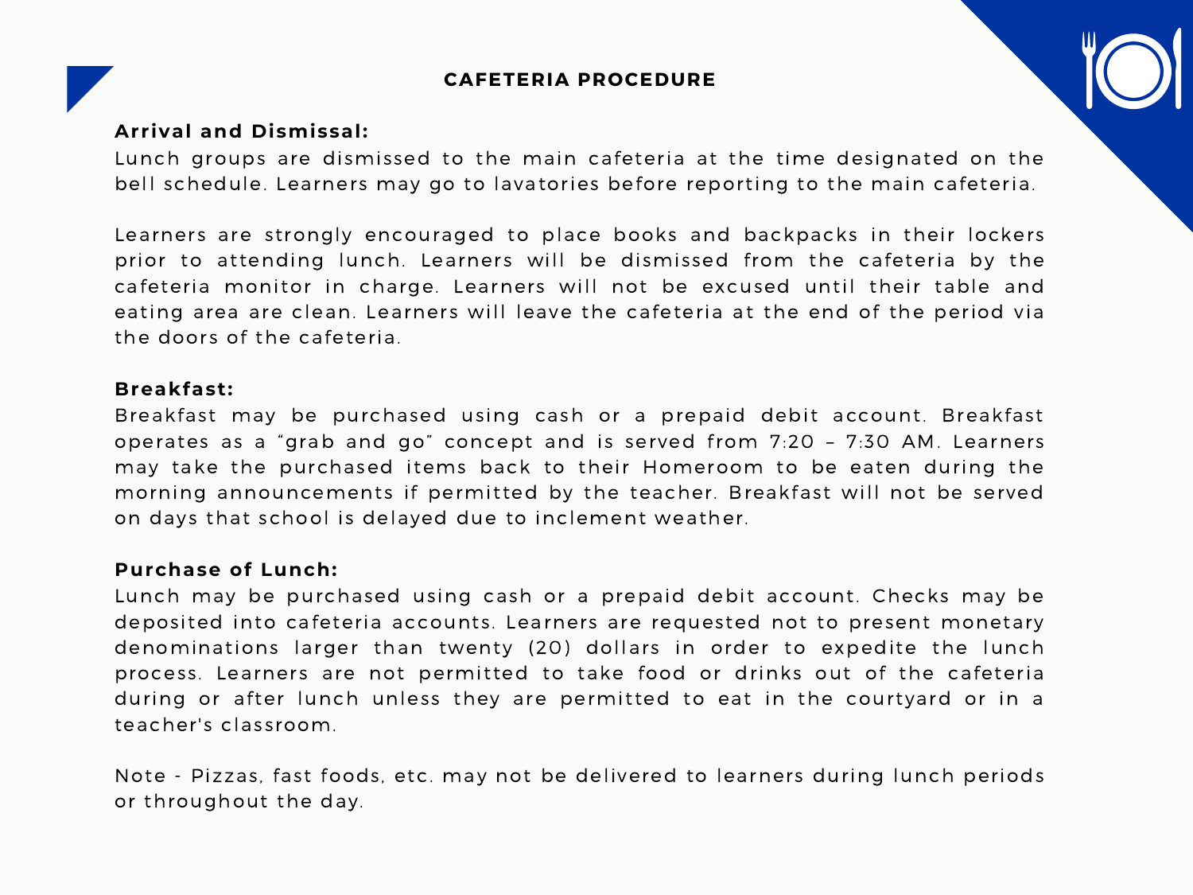## CAFETERIA PROCEDURE

**Arrival and Dismissal:**

Lunch groups are dismissed to the main cafeteria at the time designated on the bell schedule. Learners may go to lavatories before reporting to the main cafeteria.

Learners are strongly encouraged to place books and backpacks in their lockers prior to attending lunch. Learners will be dismissed from the cafeteria by the cafeteria monitor in charge. Learners will not be excused until their table and eating area are clean. Learners will leave the cafeteria at the end of the period via the doors of the cafeteria.

**Breakfast:**

Breakfast may be purchased using cash or a prepaid debit account. Breakfast operates as a "grab and go" concept and is served from 7:20 – 7:30 AM. Learners may take the purchased items back to their Homeroom to be eaten during the morning announcements if permitted by the teacher. Breakfast will not be served on days that school is delayed due to inclement weather.

**Purchase of Lunch:**

Lunch may be purchased using cash or a prepaid debit account. Checks may be deposited into cafeteria accounts. Learners are requested not to present monetary denominations larger than twenty (20) dollars in order to expedite the lunch process. Learners are not permitted to take food or drinks out of the cafeteria during or after lunch unless they are permitted to eat in the courtyard or in a teacher's classroom.

Note - Pizzas, fast foods, etc. may not be delivered to learners during lunch periods or throughout the day.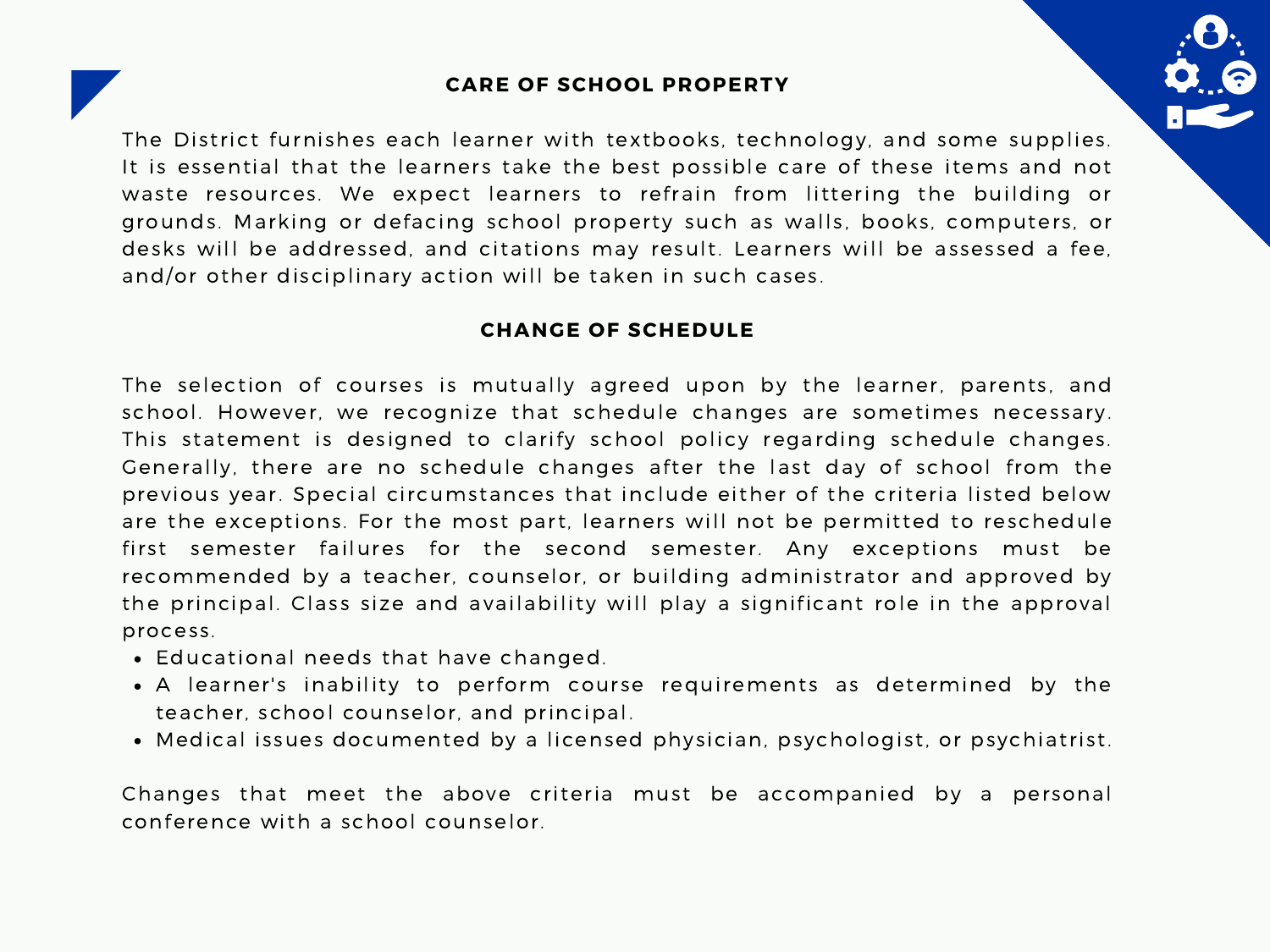## CARE OF SCHOOL PROPERTY

The District furnishes each learner with textbooks, technology, and some supplies. It is essential that the learners take the best possible care of these items and not waste resources. We expect learners to refrain from littering the building or grounds. Marking or defacing school property such as walls, books, computers, or desks will be addressed, and citations may result. Learners will be assessed a fee, and/or other disciplinary action will be taken in such cases.

## CHANGE OF SCHEDULE

The selection of courses is mutually agreed upon by the learner, parents, and school. However, we recognize that schedule changes are sometimes necessary. This statement is designed to clarify school policy regarding schedule changes. Generally, there are no schedule changes after the last day of school from the previous year. Special circumstances that include either of the criteria listed below are the exceptions. For the most part, learners will not be permitted to reschedule first semester failures for the second semester. Any exceptions must be recommended by a teacher, counselor, or building administrator and approved by the principal. Class size and availability will play a significant role in the approval process.

- Educational needs that have changed.
- A learner's inability to perform course requirements as determined by the teacher, school counselor, and principal.
- Medical issues documented by a licensed physician, psychologist, or psychiatrist.

Changes that meet the above criteria must be accompanied by a personal conference with a school counselor.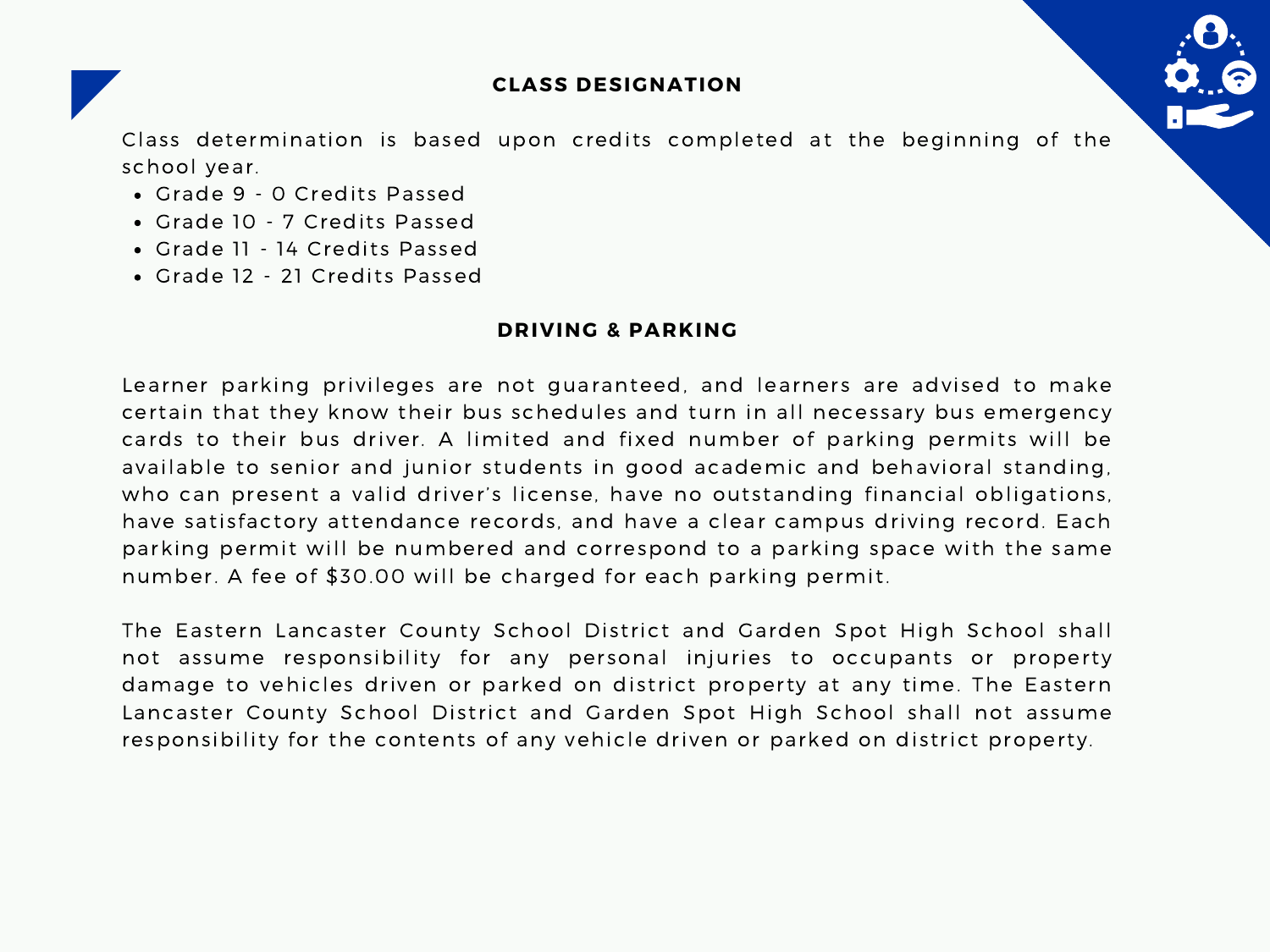## CLASS DESIGNATION

Class determination is based upon credits completed at the beginning of the school year.

- Grade 9 - 0 Credits Passed
- Grade 10 - 7 Credits Passed
- Grade 11 - 14 Credits Passed
- Grade 12 - 21 Credits Passed

## DRIVING & PARKING

Learner parking privileges are not guaranteed, and learners are advised to make certain that they know their bus schedules and turn in all necessary bus emergency cards to their bus driver. A limited and fixed number of parking permits will be available to senior and junior students in good academic and behavioral standing, who can present a valid driver's license, have no outstanding financial obligations, have satisfactory attendance records, and have a clear campus driving record. Each parking permit will be numbered and correspond to a parking space with the same number. A fee of $30.00 will be charged for each parking permit.

The Eastern Lancaster County School District and Garden Spot High School shall not assume responsibility for any personal injuries to occupants or property damage to vehicles driven or parked on district property at any time. The Eastern Lancaster County School District and Garden Spot High School shall not assume responsibility for the contents of any vehicle driven or parked on district property.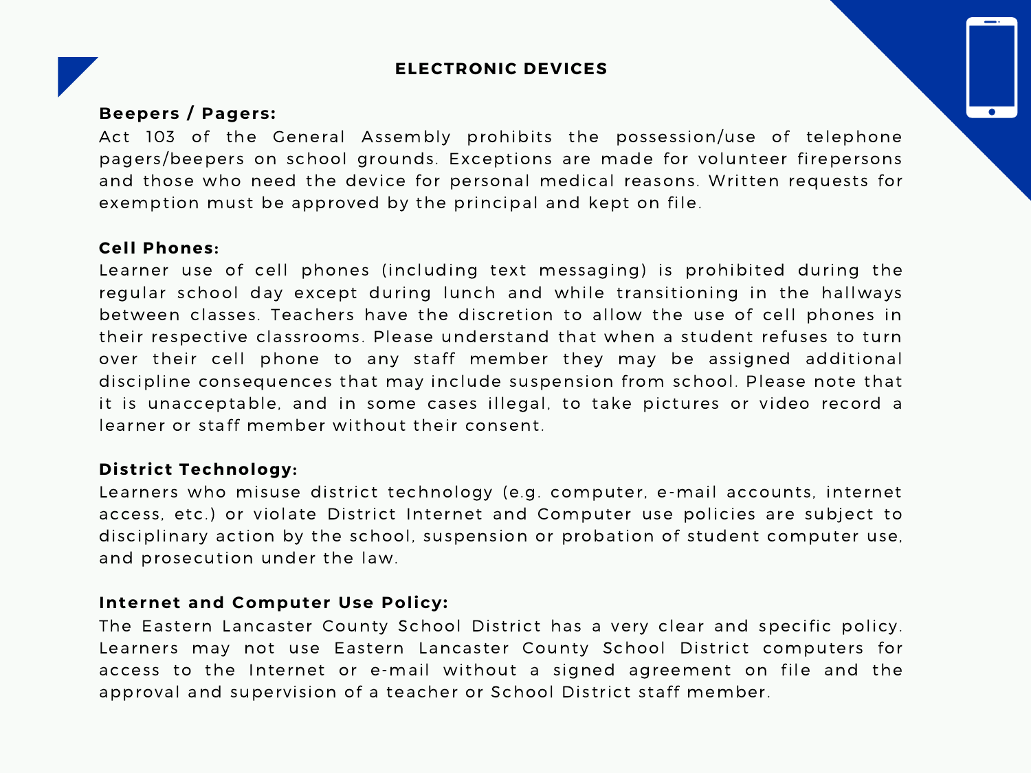# ELECTRONIC DEVICES

**Beepers / Pagers:**

Act 103 of the General Assembly prohibits the possession/use of telephone pagers/beepers on school grounds. Exceptions are made for volunteer firepersons and those who need the device for personal medical reasons. Written requests for exemption must be approved by the principal and kept on file.

**Cell Phones:**

Learner use of cell phones (including text messaging) is prohibited during the regular school day except during lunch and while transitioning in the hallways between classes. Teachers have the discretion to allow the use of cell phones in their respective classrooms. Please understand that when a student refuses to turn over their cell phone to any staff member they may be assigned additional discipline consequences that may include suspension from school. Please note that it is unacceptable, and in some cases illegal, to take pictures or video record a learner or staff member without their consent.

**District Technology:**

Learners who misuse district technology (e.g. computer, e-mail accounts, internet access, etc.) or violate District Internet and Computer use policies are subject to disciplinary action by the school, suspension or probation of student computer use, and prosecution under the law.

**Internet and Computer Use Policy:**

The Eastern Lancaster County School District has a very clear and specific policy. Learners may not use Eastern Lancaster County School District computers for access to the Internet or e-mail without a signed agreement on file and the approval and supervision of a teacher or School District staff member.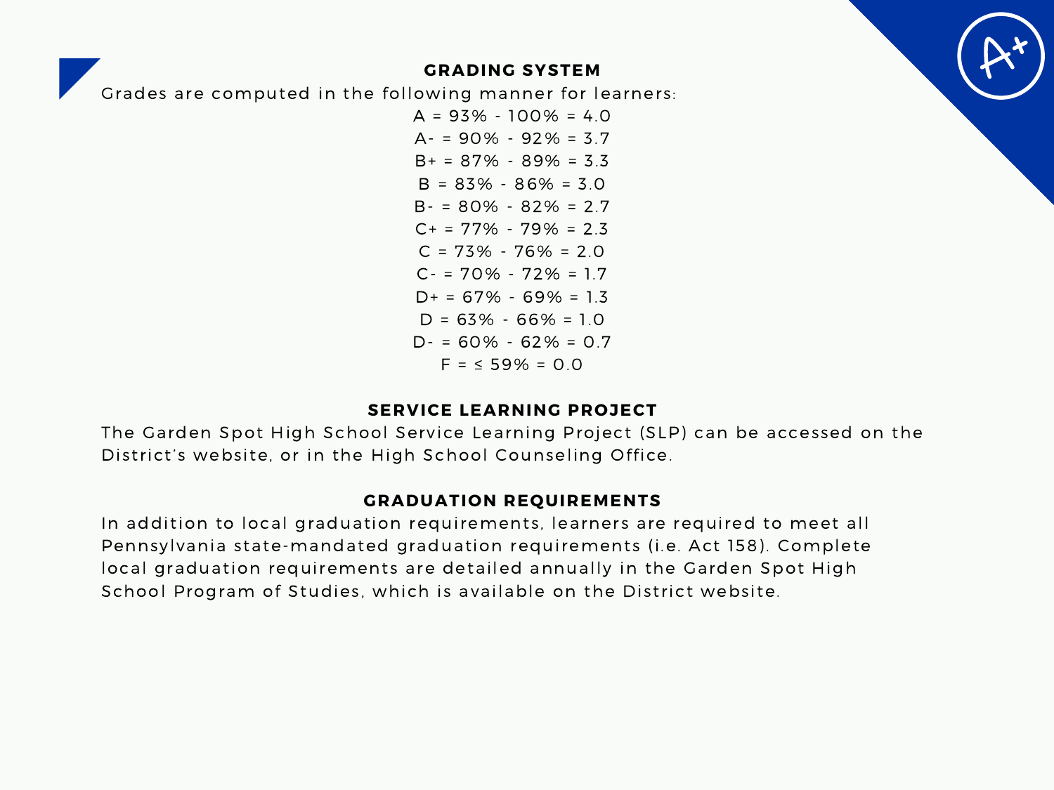## GRADING SYSTEM

Grades are computed in the following manner for learners:

A = 93% - 100% = 4.0
A- = 90% - 92% = 3.7
B+ = 87% - 89% = 3.3
B = 83% - 86% = 3.0
B- = 80% - 82% = 2.7
C+ = 77% - 79% = 2.3
C = 73% - 76% = 2.0
C- = 70% - 72% = 1.7
D+ = 67% - 69% = 1.3
D = 63% - 66% = 1.0
D- = 60% - 62% = 0.7
F = ≤ 59% = 0.0

## SERVICE LEARNING PROJECT

The Garden Spot High School Service Learning Project (SLP) can be accessed on the District's website, or in the High School Counseling Office.

## GRADUATION REQUIREMENTS

In addition to local graduation requirements, learners are required to meet all Pennsylvania state-mandated graduation requirements (i.e. Act 158). Complete local graduation requirements are detailed annually in the Garden Spot High School Program of Studies, which is available on the District website.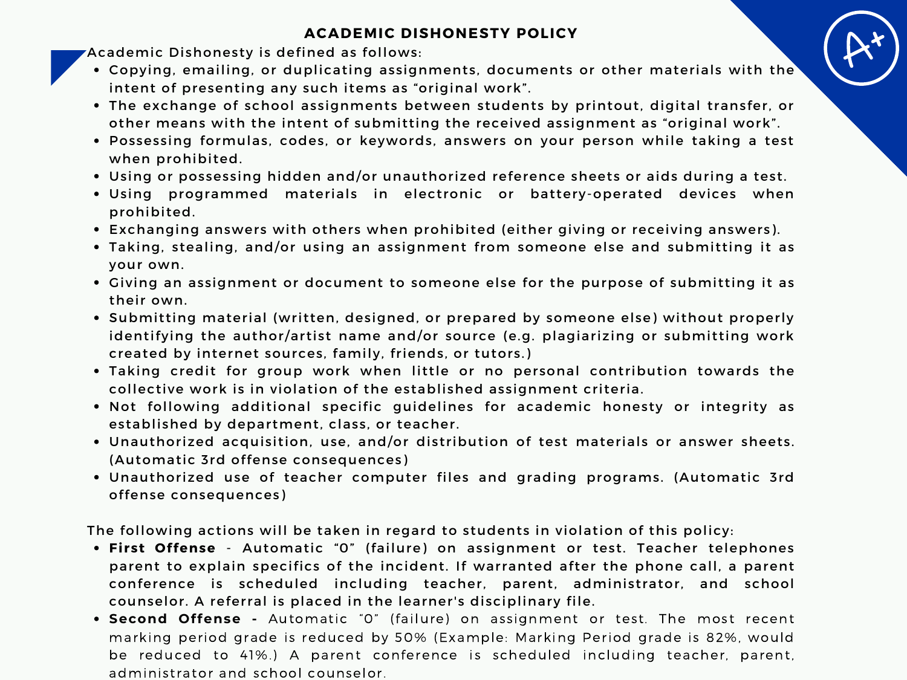# ACADEMIC DISHONESTY POLICY

Academic Dishonesty is defined as follows:

- Copying, emailing, or duplicating assignments, documents or other materials with the intent of presenting any such items as “original work”.
- The exchange of school assignments between students by printout, digital transfer, or other means with the intent of submitting the received assignment as “original work”.
- Possessing formulas, codes, or keywords, answers on your person while taking a test when prohibited.
- Using or possessing hidden and/or unauthorized reference sheets or aids during a test.
- Using programmed materials in electronic or battery-operated devices when prohibited.
- Exchanging answers with others when prohibited (either giving or receiving answers).
- Taking, stealing, and/or using an assignment from someone else and submitting it as your own.
- Giving an assignment or document to someone else for the purpose of submitting it as their own.
- Submitting material (written, designed, or prepared by someone else) without properly identifying the author/artist name and/or source (e.g. plagiarizing or submitting work created by internet sources, family, friends, or tutors.)
- Taking credit for group work when little or no personal contribution towards the collective work is in violation of the established assignment criteria.
- Not following additional specific guidelines for academic honesty or integrity as established by department, class, or teacher.
- Unauthorized acquisition, use, and/or distribution of test materials or answer sheets. (Automatic 3rd offense consequences)
- Unauthorized use of teacher computer files and grading programs. (Automatic 3rd offense consequences)

The following actions will be taken in regard to students in violation of this policy:

- **First Offense** - Automatic “0” (failure) on assignment or test. Teacher telephones parent to explain specifics of the incident. If warranted after the phone call, a parent conference is scheduled including teacher, parent, administrator, and school counselor. A referral is placed in the learner's disciplinary file.
- **Second Offense -** Automatic “0” (failure) on assignment or test. The most recent marking period grade is reduced by 50% (Example: Marking Period grade is 82%, would be reduced to 41%.) A parent conference is scheduled including teacher, parent, administrator and school counselor.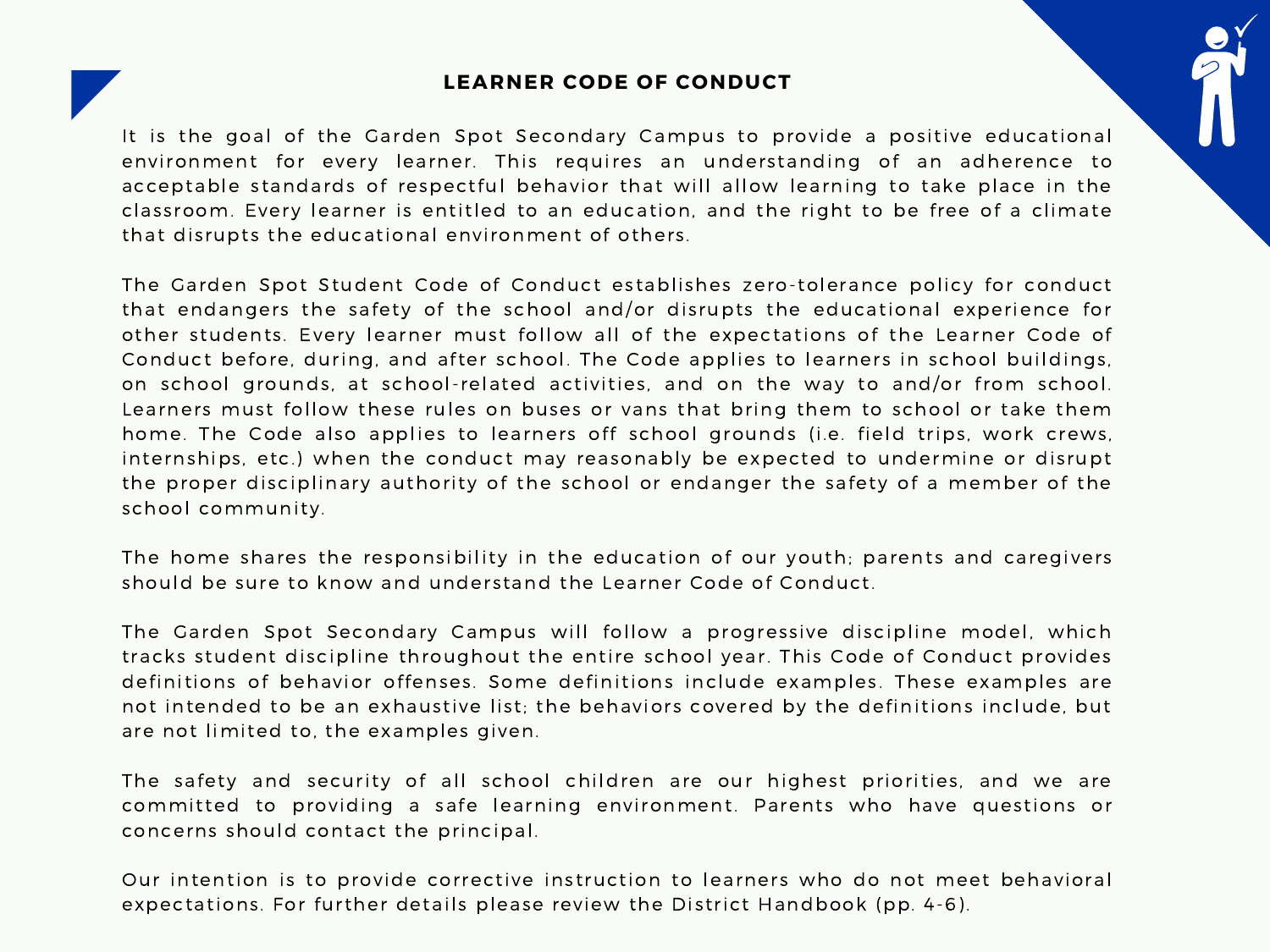# LEARNER CODE OF CONDUCT

It is the goal of the Garden Spot Secondary Campus to provide a positive educational environment for every learner. This requires an understanding of an adherence to acceptable standards of respectful behavior that will allow learning to take place in the classroom. Every learner is entitled to an education, and the right to be free of a climate that disrupts the educational environment of others.

The Garden Spot Student Code of Conduct establishes zero-tolerance policy for conduct that endangers the safety of the school and/or disrupts the educational experience for other students. Every learner must follow all of the expectations of the Learner Code of Conduct before, during, and after school. The Code applies to learners in school buildings, on school grounds, at school-related activities, and on the way to and/or from school. Learners must follow these rules on buses or vans that bring them to school or take them home. The Code also applies to learners off school grounds (i.e. field trips, work crews, internships, etc.) when the conduct may reasonably be expected to undermine or disrupt the proper disciplinary authority of the school or endanger the safety of a member of the school community.

The home shares the responsibility in the education of our youth; parents and caregivers should be sure to know and understand the Learner Code of Conduct.

The Garden Spot Secondary Campus will follow a progressive discipline model, which tracks student discipline throughout the entire school year. This Code of Conduct provides definitions of behavior offenses. Some definitions include examples. These examples are not intended to be an exhaustive list; the behaviors covered by the definitions include, but are not limited to, the examples given.

The safety and security of all school children are our highest priorities, and we are committed to providing a safe learning environment. Parents who have questions or concerns should contact the principal.

Our intention is to provide corrective instruction to learners who do not meet behavioral expectations. For further details please review the District Handbook (pp. 4-6).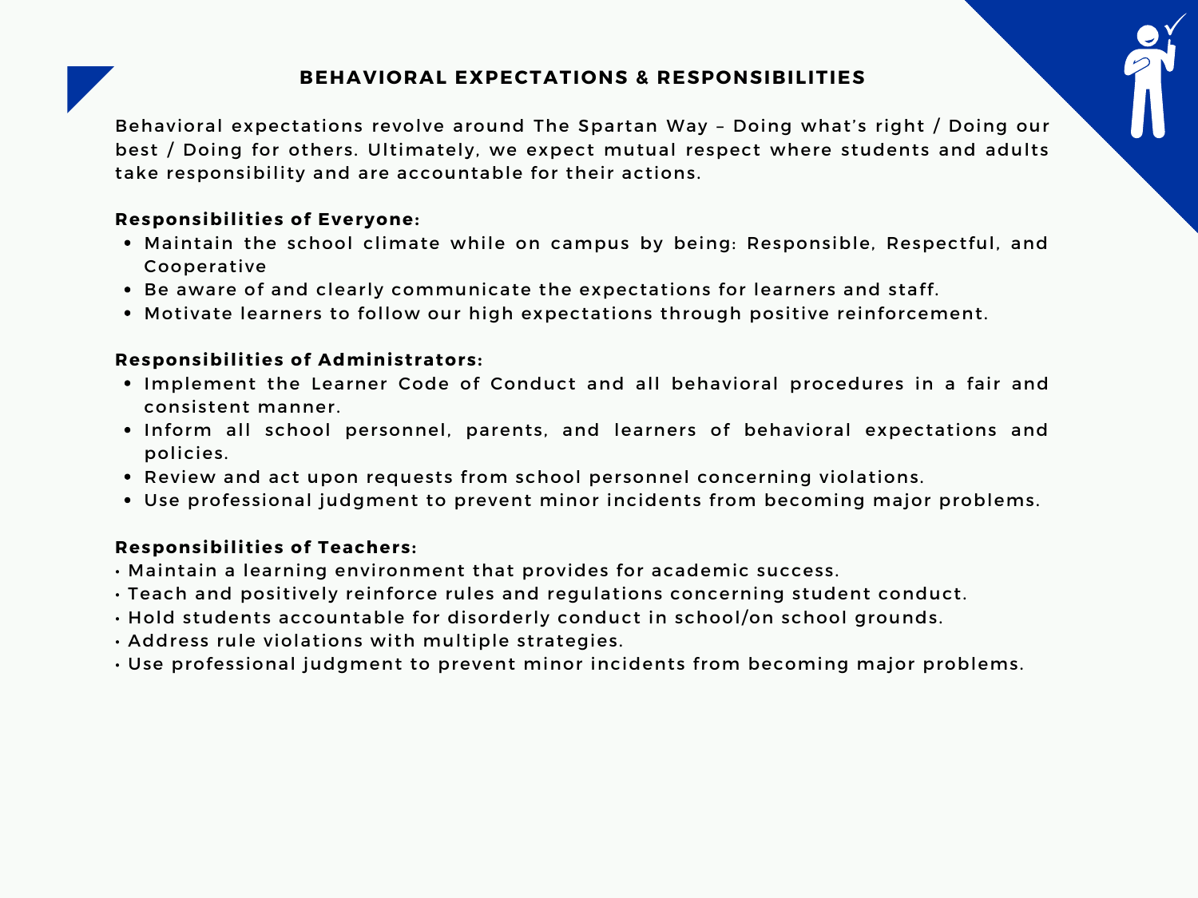## BEHAVIORAL EXPECTATIONS & RESPONSIBILITIES

Behavioral expectations revolve around The Spartan Way – Doing what's right / Doing our best / Doing for others. Ultimately, we expect mutual respect where students and adults take responsibility and are accountable for their actions.

**Responsibilities of Everyone:**

- Maintain the school climate while on campus by being: Responsible, Respectful, and Cooperative
- Be aware of and clearly communicate the expectations for learners and staff.
- Motivate learners to follow our high expectations through positive reinforcement.

**Responsibilities of Administrators:**

- Implement the Learner Code of Conduct and all behavioral procedures in a fair and consistent manner.
- Inform all school personnel, parents, and learners of behavioral expectations and policies.
- Review and act upon requests from school personnel concerning violations.
- Use professional judgment to prevent minor incidents from becoming major problems.

**Responsibilities of Teachers:**

- Maintain a learning environment that provides for academic success.
- Teach and positively reinforce rules and regulations concerning student conduct.
- Hold students accountable for disorderly conduct in school/on school grounds.
- Address rule violations with multiple strategies.
- Use professional judgment to prevent minor incidents from becoming major problems.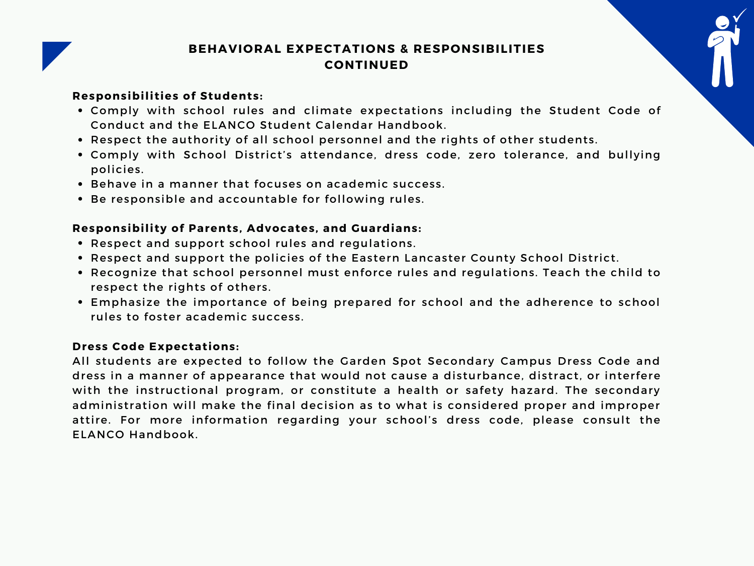## BEHAVIORAL EXPECTATIONS & RESPONSIBILITIES CONTINUED

**Responsibilities of Students:**

- Comply with school rules and climate expectations including the Student Code of Conduct and the ELANCO Student Calendar Handbook.
- Respect the authority of all school personnel and the rights of other students.
- Comply with School District's attendance, dress code, zero tolerance, and bullying policies.
- Behave in a manner that focuses on academic success.
- Be responsible and accountable for following rules.

**Responsibility of Parents, Advocates, and Guardians:**

- Respect and support school rules and regulations.
- Respect and support the policies of the Eastern Lancaster County School District.
- Recognize that school personnel must enforce rules and regulations. Teach the child to respect the rights of others.
- Emphasize the importance of being prepared for school and the adherence to school rules to foster academic success.

**Dress Code Expectations:**

All students are expected to follow the Garden Spot Secondary Campus Dress Code and dress in a manner of appearance that would not cause a disturbance, distract, or interfere with the instructional program, or constitute a health or safety hazard. The secondary administration will make the final decision as to what is considered proper and improper attire. For more information regarding your school's dress code, please consult the ELANCO Handbook.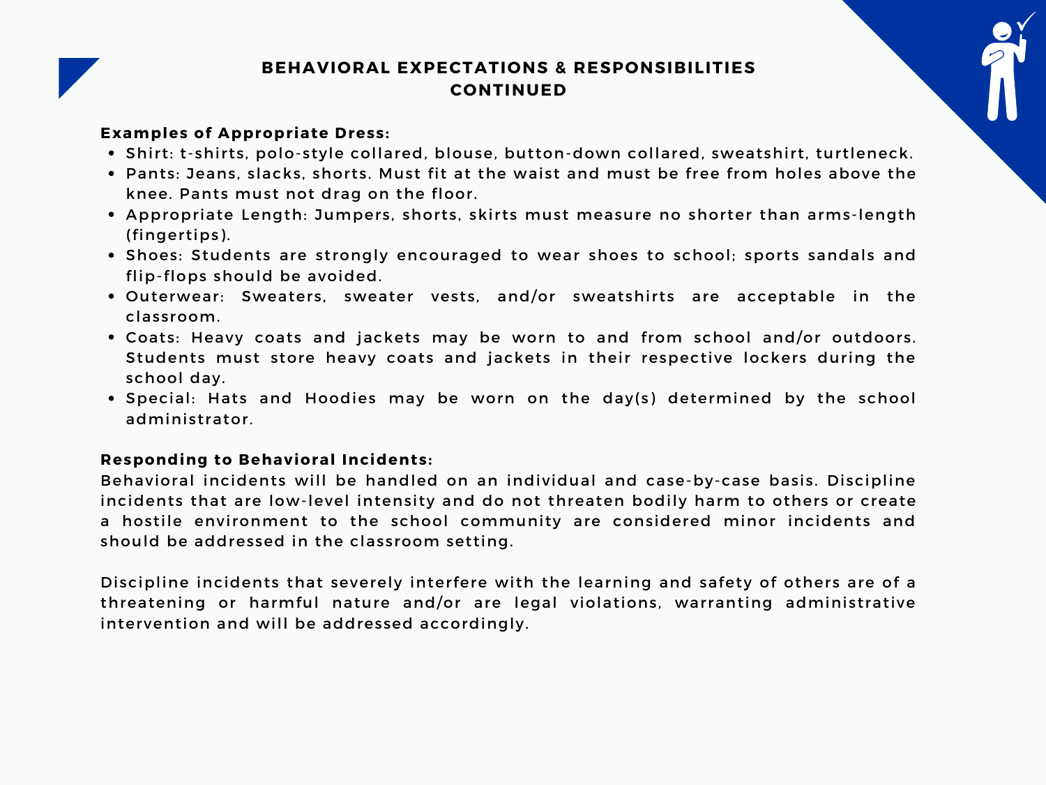## BEHAVIORAL EXPECTATIONS & RESPONSIBILITIES CONTINUED

**Examples of Appropriate Dress:**

- Shirt: t-shirts, polo-style collared, blouse, button-down collared, sweatshirt, turtleneck.
- Pants: Jeans, slacks, shorts. Must fit at the waist and must be free from holes above the knee. Pants must not drag on the floor.
- Appropriate Length: Jumpers, shorts, skirts must measure no shorter than arms-length (fingertips).
- Shoes: Students are strongly encouraged to wear shoes to school; sports sandals and flip-flops should be avoided.
- Outerwear: Sweaters, sweater vests, and/or sweatshirts are acceptable in the classroom.
- Coats: Heavy coats and jackets may be worn to and from school and/or outdoors. Students must store heavy coats and jackets in their respective lockers during the school day.
- Special: Hats and Hoodies may be worn on the day(s) determined by the school administrator.

**Responding to Behavioral Incidents:**

Behavioral incidents will be handled on an individual and case-by-case basis. Discipline incidents that are low-level intensity and do not threaten bodily harm to others or create a hostile environment to the school community are considered minor incidents and should be addressed in the classroom setting.

Discipline incidents that severely interfere with the learning and safety of others are of a threatening or harmful nature and/or are legal violations, warranting administrative intervention and will be addressed accordingly.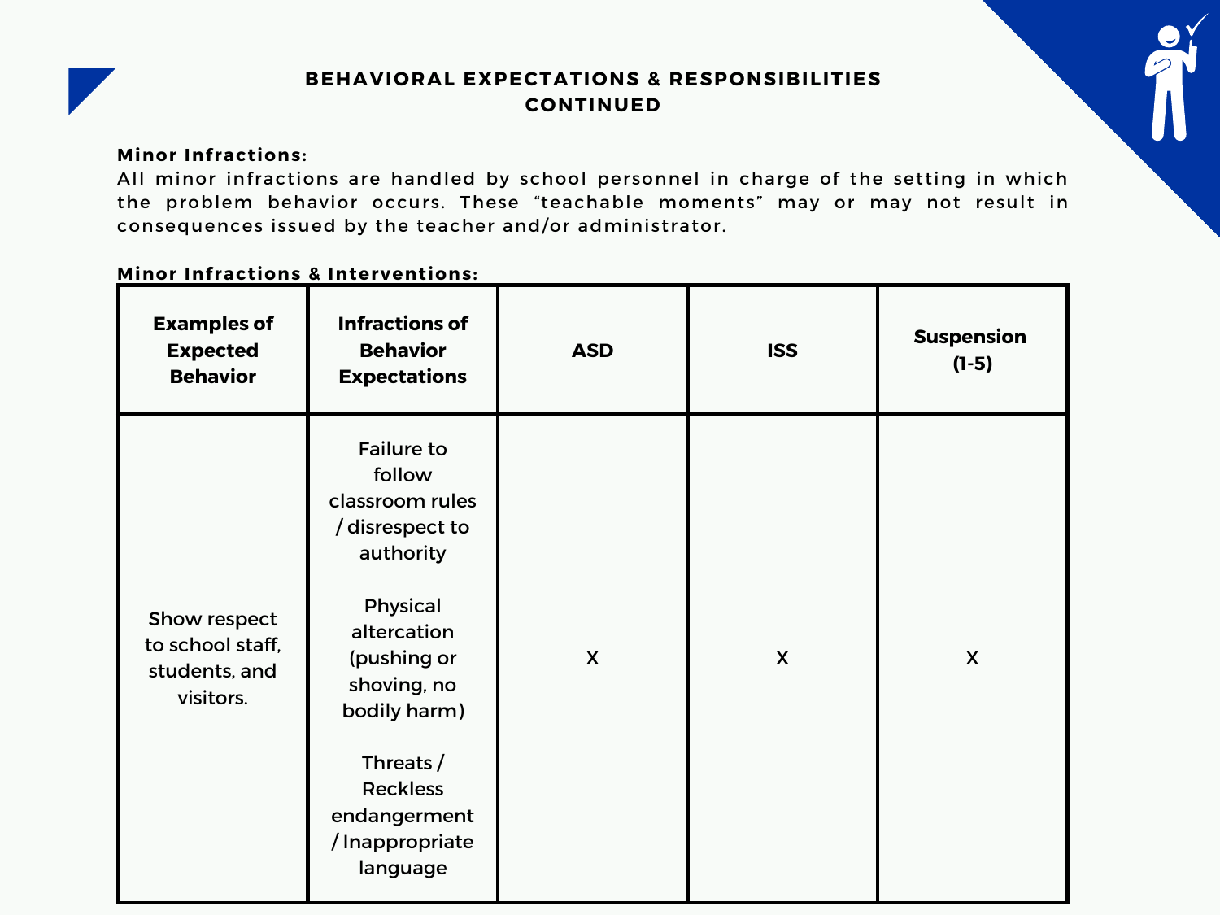## BEHAVIORAL EXPECTATIONS & RESPONSIBILITIES CONTINUED

**Minor Infractions:**

All minor infractions are handled by school personnel in charge of the setting in which the problem behavior occurs. These "teachable moments" may or may not result in consequences issued by the teacher and/or administrator.

**Minor Infractions & Interventions:**

| Examples of Expected Behavior | Infractions of Behavior Expectations | ASD | ISS | Suspension (1-5) |
|---|---|---|---|---|
| Show respect to school staff, students, and visitors. | Failure to follow classroom rules / disrespect to authority<br><br>Physical altercation (pushing or shoving, no bodily harm)<br><br>Threats / Reckless endangerment / Inappropriate language | X | X | X |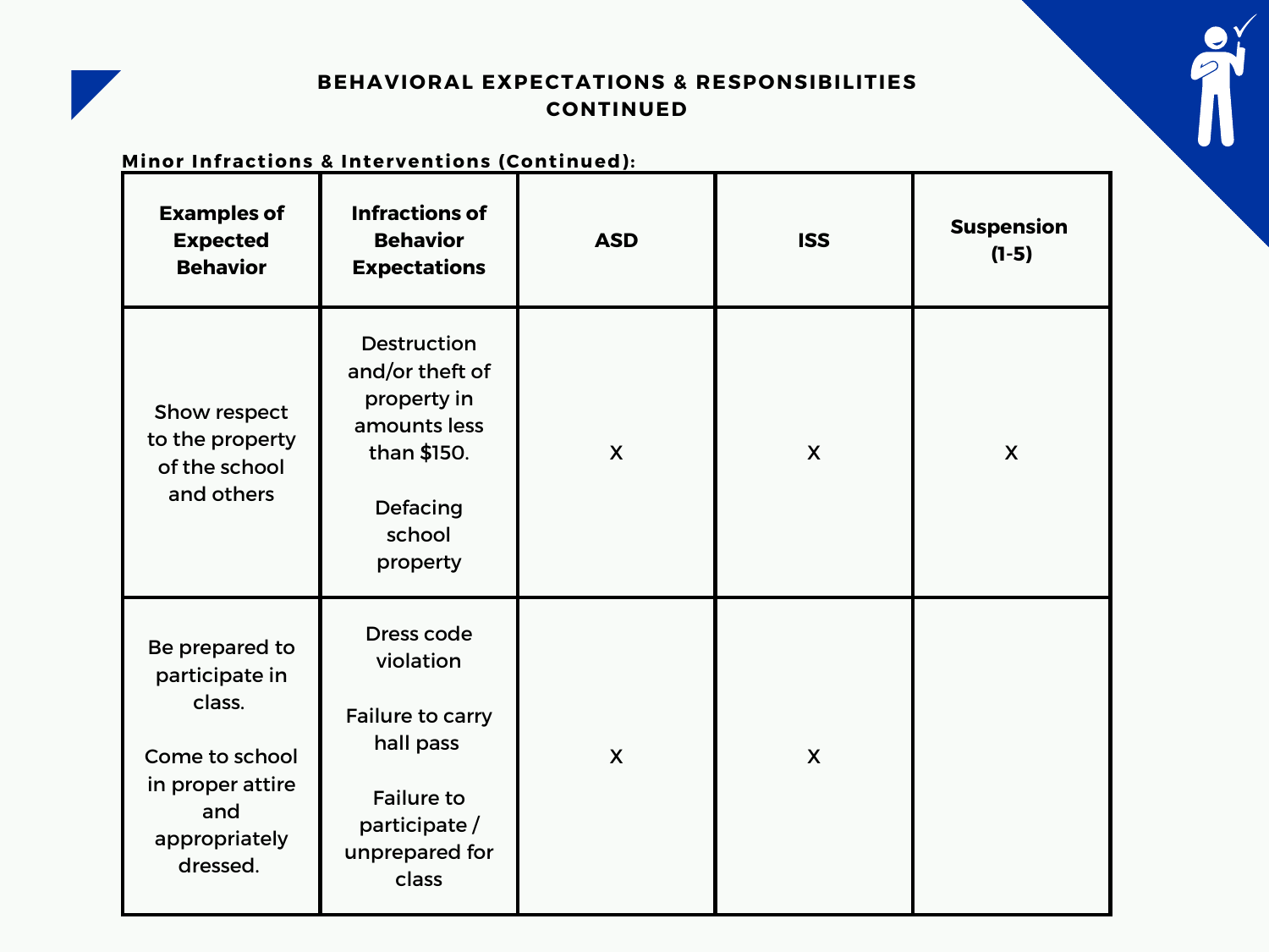## BEHAVIORAL EXPECTATIONS & RESPONSIBILITIES CONTINUED

**Minor Infractions & Interventions (Continued):**

| Examples of Expected Behavior | Infractions of Behavior Expectations | ASD | ISS | Suspension (1-5) |
|---|---|---|---|---|
| Show respect to the property of the school and others | Destruction and/or theft of property in amounts less than $150.<br><br>Defacing school property | X | X | X |
| Be prepared to participate in class.<br><br>Come to school in proper attire and appropriately dressed. | Dress code violation<br><br>Failure to carry hall pass<br><br>Failure to participate / unprepared for class | X | X | |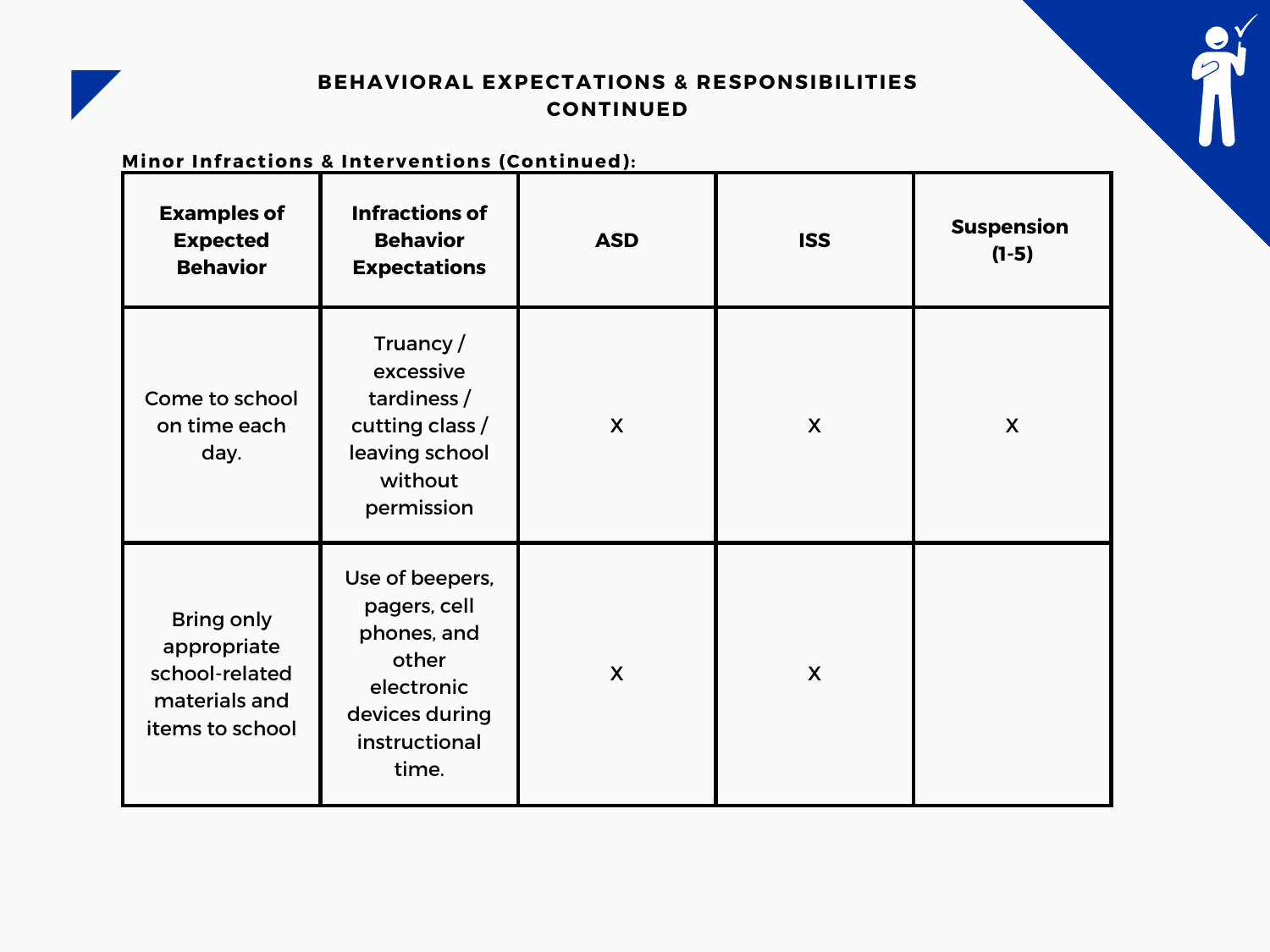## BEHAVIORAL EXPECTATIONS & RESPONSIBILITIES CONTINUED

**Minor Infractions & Interventions (Continued):**

| Examples of Expected Behavior | Infractions of Behavior Expectations | ASD | ISS | Suspension (1-5) |
|---|---|---|---|---|
| Come to school on time each day. | Truancy / excessive tardiness / cutting class / leaving school without permission | X | X | X |
| Bring only appropriate school-related materials and items to school | Use of beepers, pagers, cell phones, and other electronic devices during instructional time. | X | X | |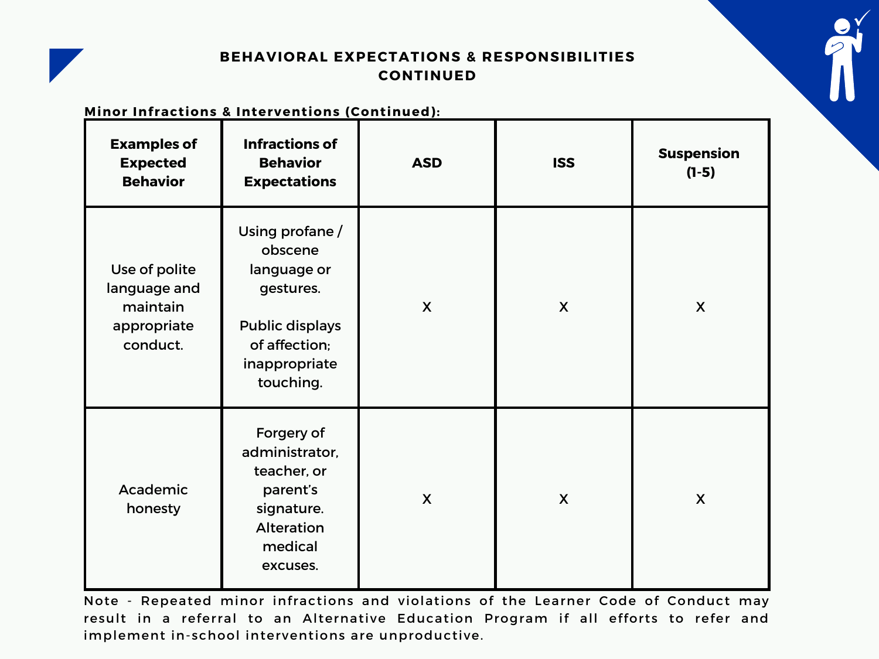## BEHAVIORAL EXPECTATIONS & RESPONSIBILITIES CONTINUED

**Minor Infractions & Interventions (Continued):**

| Examples of Expected Behavior | Infractions of Behavior Expectations | ASD | ISS | Suspension (1-5) |
|---|---|---|---|---|
| Use of polite language and maintain appropriate conduct. | Using profane / obscene language or gestures. Public displays of affection; inappropriate touching. | X | X | X |
| Academic honesty | Forgery of administrator, teacher, or parent's signature. Alteration medical excuses. | X | X | X |

Note - Repeated minor infractions and violations of the Learner Code of Conduct may result in a referral to an Alternative Education Program if all efforts to refer and implement in-school interventions are unproductive.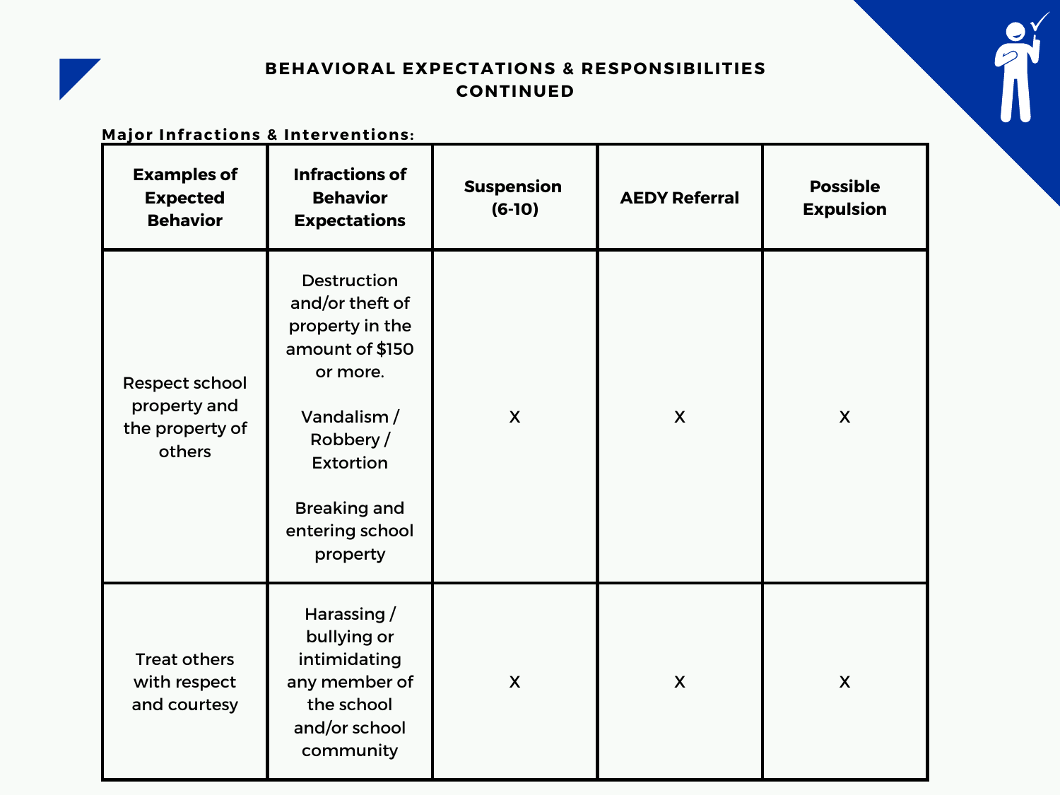## BEHAVIORAL EXPECTATIONS & RESPONSIBILITIES CONTINUED

**Major Infractions & Interventions:**

| Examples of Expected Behavior | Infractions of Behavior Expectations | Suspension (6-10) | AEDY Referral | Possible Expulsion |
|---|---|---|---|---|
| Respect school property and the property of others | Destruction and/or theft of property in the amount of $150 or more.<br><br>Vandalism / Robbery / Extortion<br><br>Breaking and entering school property | X | X | X |
| Treat others with respect and courtesy | Harassing / bullying or intimidating any member of the school and/or school community | X | X | X |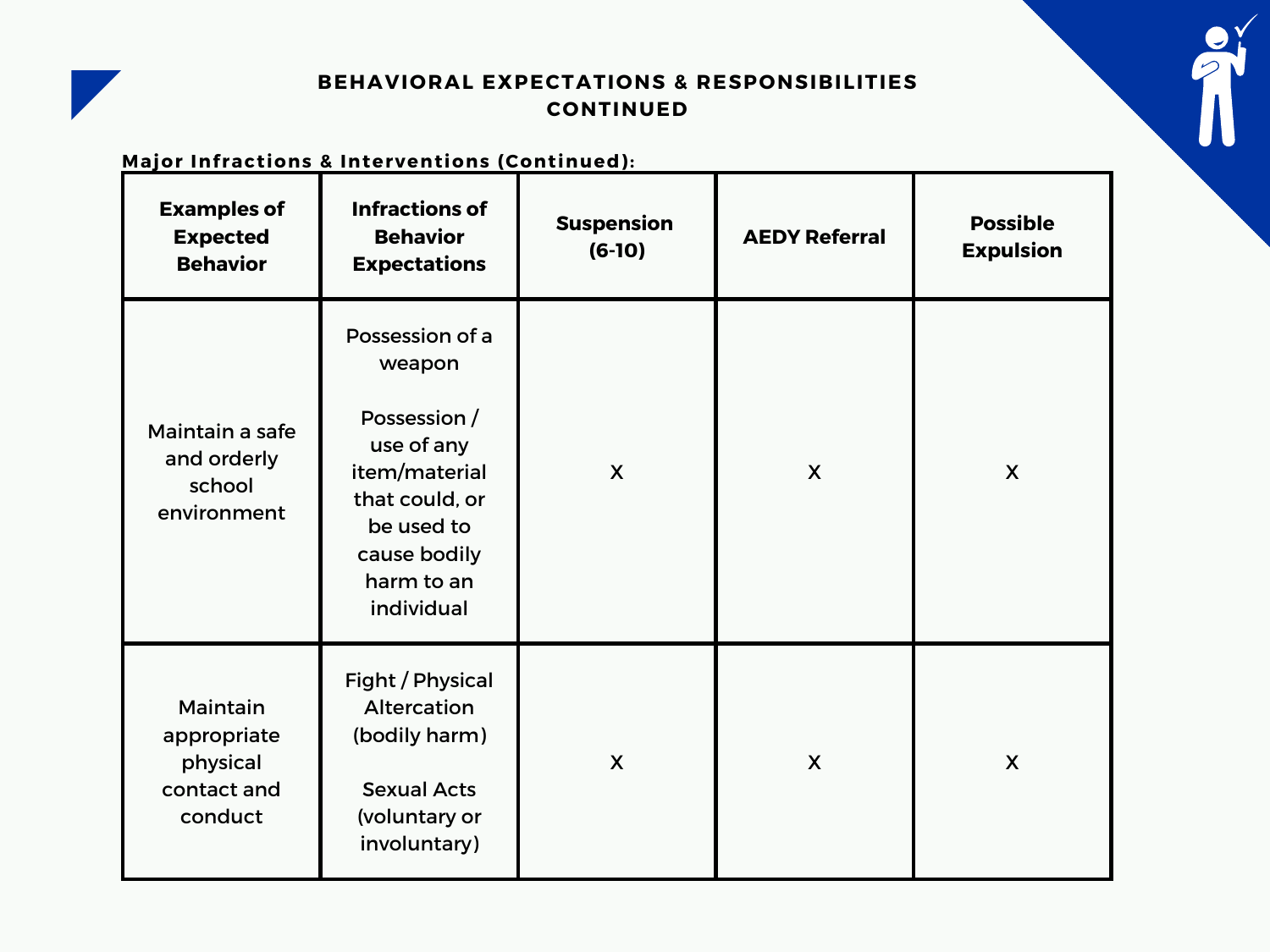## BEHAVIORAL EXPECTATIONS & RESPONSIBILITIES CONTINUED

**Major Infractions & Interventions (Continued):**

| Examples of Expected Behavior | Infractions of Behavior Expectations | Suspension (6-10) | AEDY Referral | Possible Expulsion |
|---|---|---|---|---|
| Maintain a safe and orderly school environment | Possession of a weapon<br><br>Possession / use of any item/material that could, or be used to cause bodily harm to an individual | X | X | X |
| Maintain appropriate physical contact and conduct | Fight / Physical Altercation (bodily harm)<br><br>Sexual Acts (voluntary or involuntary) | X | X | X |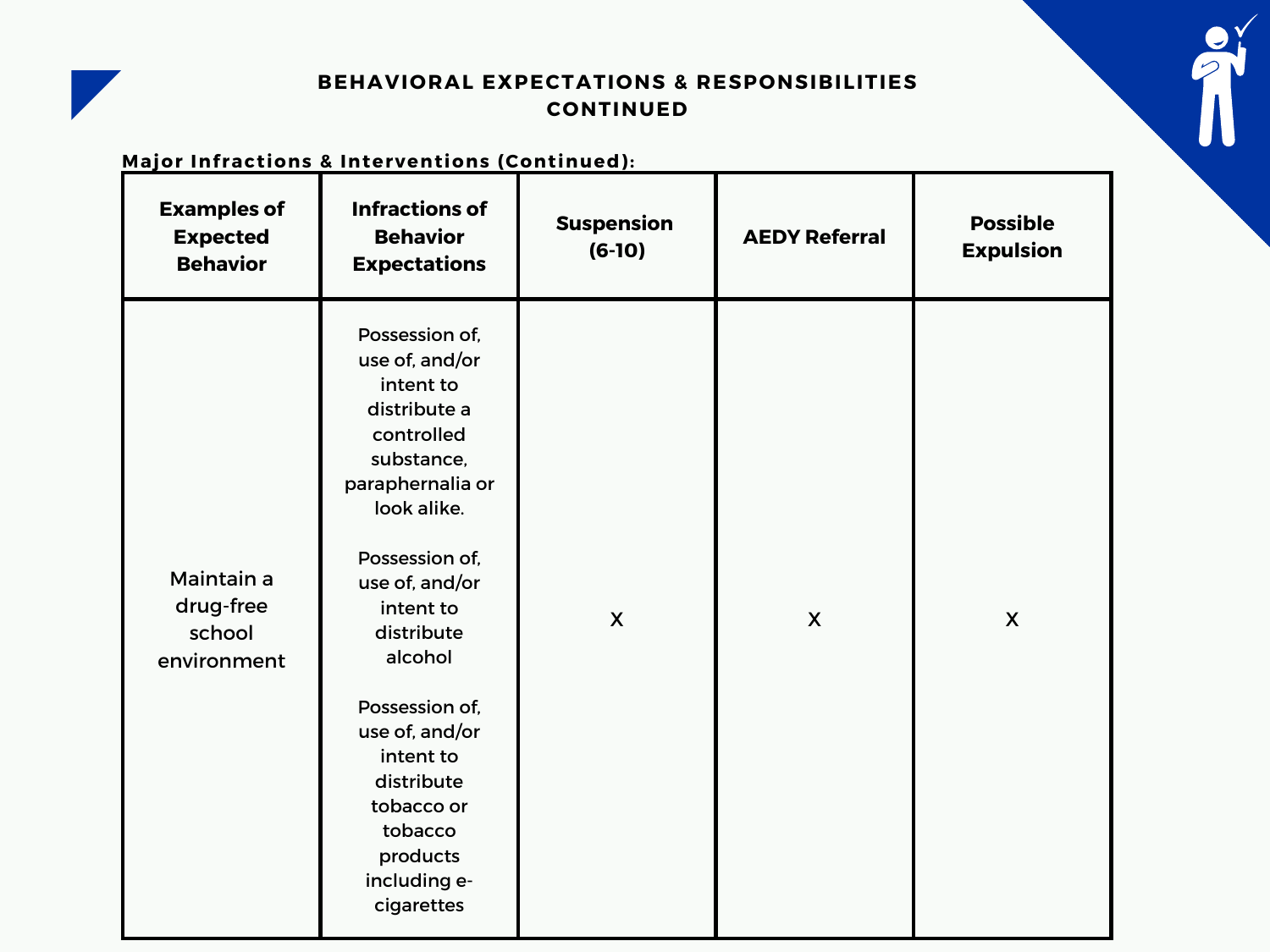## BEHAVIORAL EXPECTATIONS & RESPONSIBILITIES CONTINUED

**Major Infractions & Interventions (Continued):**

| Examples of Expected Behavior | Infractions of Behavior Expectations | Suspension (6-10) | AEDY Referral | Possible Expulsion |
|---|---|---|---|---|
| Maintain a drug-free school environment | Possession of, use of, and/or intent to distribute a controlled substance, paraphernalia or look alike.<br><br>Possession of, use of, and/or intent to distribute alcohol<br><br>Possession of, use of, and/or intent to distribute tobacco or tobacco products including e-cigarettes | X | X | X |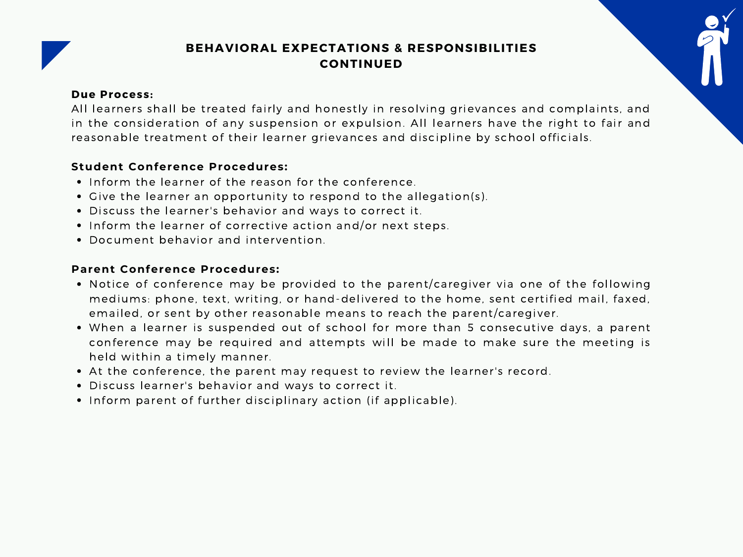## BEHAVIORAL EXPECTATIONS & RESPONSIBILITIES CONTINUED

**Due Process:**

All learners shall be treated fairly and honestly in resolving grievances and complaints, and in the consideration of any suspension or expulsion. All learners have the right to fair and reasonable treatment of their learner grievances and discipline by school officials.

**Student Conference Procedures:**

- Inform the learner of the reason for the conference.
- Give the learner an opportunity to respond to the allegation(s).
- Discuss the learner's behavior and ways to correct it.
- Inform the learner of corrective action and/or next steps.
- Document behavior and intervention.

**Parent Conference Procedures:**

- Notice of conference may be provided to the parent/caregiver via one of the following mediums: phone, text, writing, or hand-delivered to the home, sent certified mail, faxed, emailed, or sent by other reasonable means to reach the parent/caregiver.
- When a learner is suspended out of school for more than 5 consecutive days, a parent conference may be required and attempts will be made to make sure the meeting is held within a timely manner.
- At the conference, the parent may request to review the learner's record.
- Discuss learner's behavior and ways to correct it.
- Inform parent of further disciplinary action (if applicable).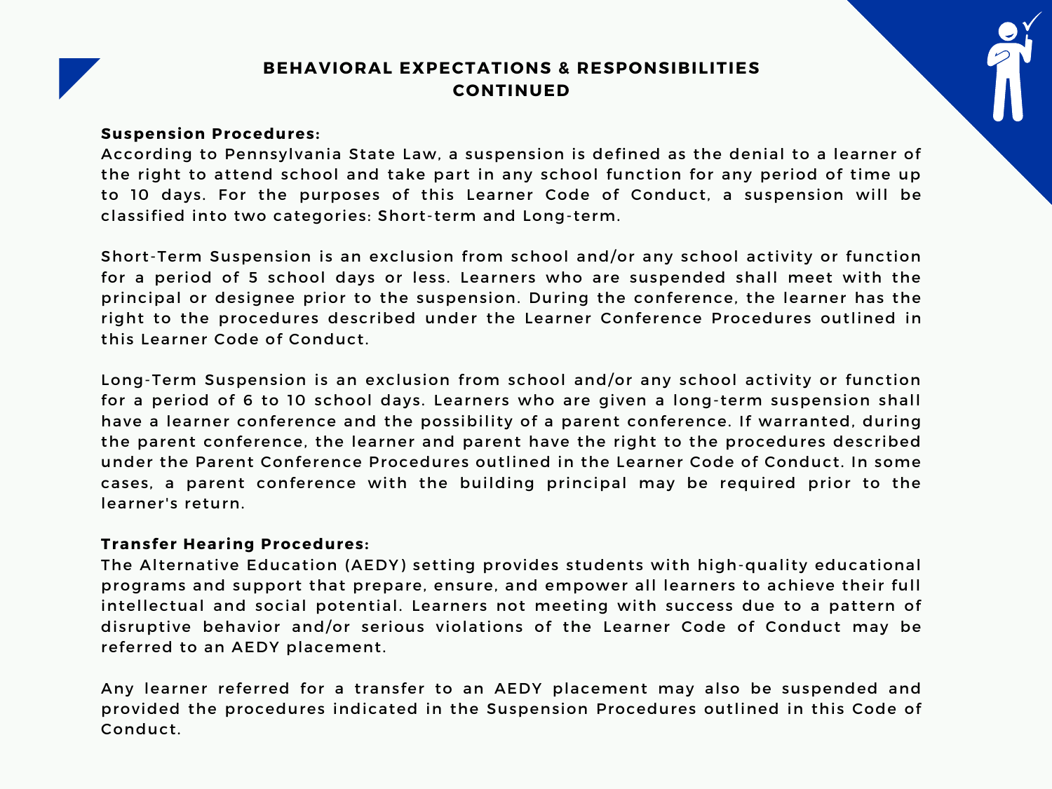## BEHAVIORAL EXPECTATIONS & RESPONSIBILITIES CONTINUED

**Suspension Procedures:**

According to Pennsylvania State Law, a suspension is defined as the denial to a learner of the right to attend school and take part in any school function for any period of time up to 10 days. For the purposes of this Learner Code of Conduct, a suspension will be classified into two categories: Short-term and Long-term.

Short-Term Suspension is an exclusion from school and/or any school activity or function for a period of 5 school days or less. Learners who are suspended shall meet with the principal or designee prior to the suspension. During the conference, the learner has the right to the procedures described under the Learner Conference Procedures outlined in this Learner Code of Conduct.

Long-Term Suspension is an exclusion from school and/or any school activity or function for a period of 6 to 10 school days. Learners who are given a long-term suspension shall have a learner conference and the possibility of a parent conference. If warranted, during the parent conference, the learner and parent have the right to the procedures described under the Parent Conference Procedures outlined in the Learner Code of Conduct. In some cases, a parent conference with the building principal may be required prior to the learner's return.

**Transfer Hearing Procedures:**

The Alternative Education (AEDY) setting provides students with high-quality educational programs and support that prepare, ensure, and empower all learners to achieve their full intellectual and social potential. Learners not meeting with success due to a pattern of disruptive behavior and/or serious violations of the Learner Code of Conduct may be referred to an AEDY placement.

Any learner referred for a transfer to an AEDY placement may also be suspended and provided the procedures indicated in the Suspension Procedures outlined in this Code of Conduct.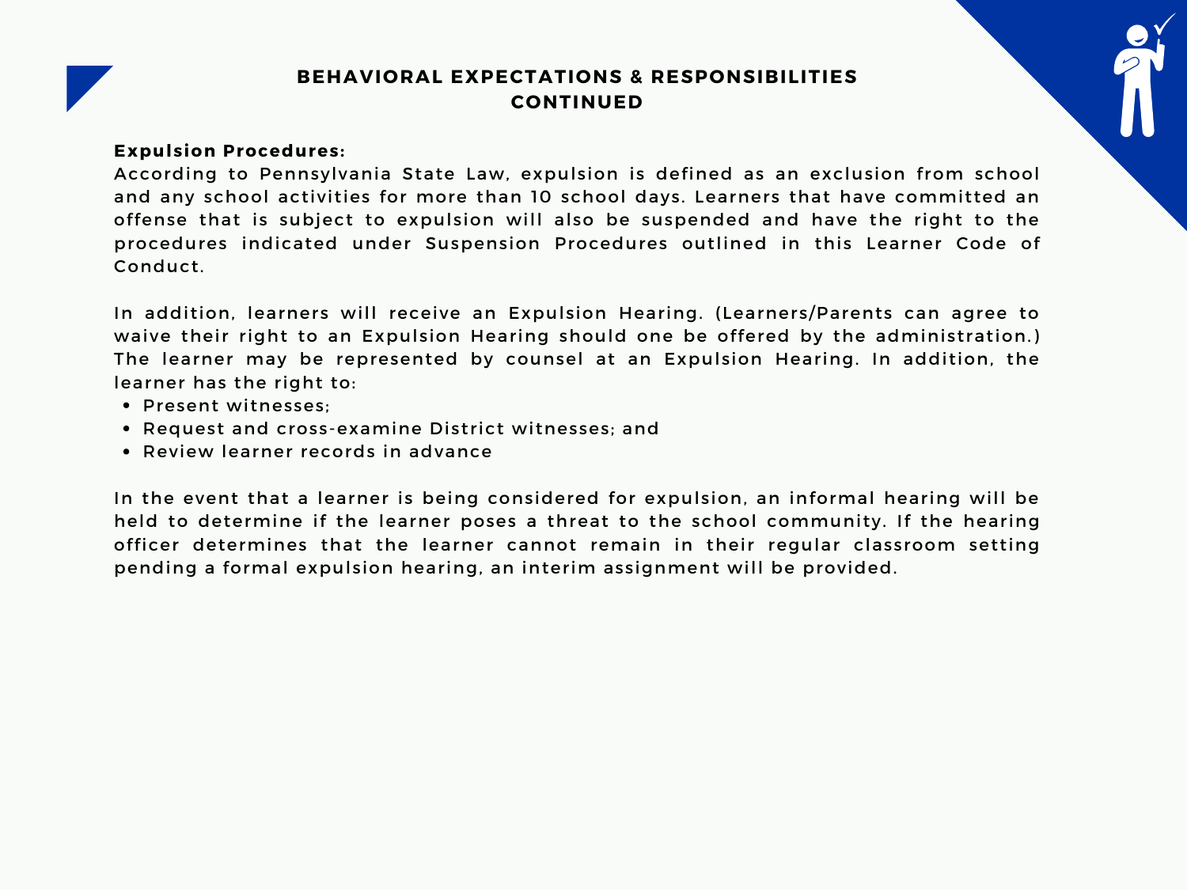## BEHAVIORAL EXPECTATIONS & RESPONSIBILITIES CONTINUED

**Expulsion Procedures:**
According to Pennsylvania State Law, expulsion is defined as an exclusion from school and any school activities for more than 10 school days. Learners that have committed an offense that is subject to expulsion will also be suspended and have the right to the procedures indicated under Suspension Procedures outlined in this Learner Code of Conduct.

In addition, learners will receive an Expulsion Hearing. (Learners/Parents can agree to waive their right to an Expulsion Hearing should one be offered by the administration.) The learner may be represented by counsel at an Expulsion Hearing. In addition, the learner has the right to:

- Present witnesses;
- Request and cross-examine District witnesses; and
- Review learner records in advance

In the event that a learner is being considered for expulsion, an informal hearing will be held to determine if the learner poses a threat to the school community. If the hearing officer determines that the learner cannot remain in their regular classroom setting pending a formal expulsion hearing, an interim assignment will be provided.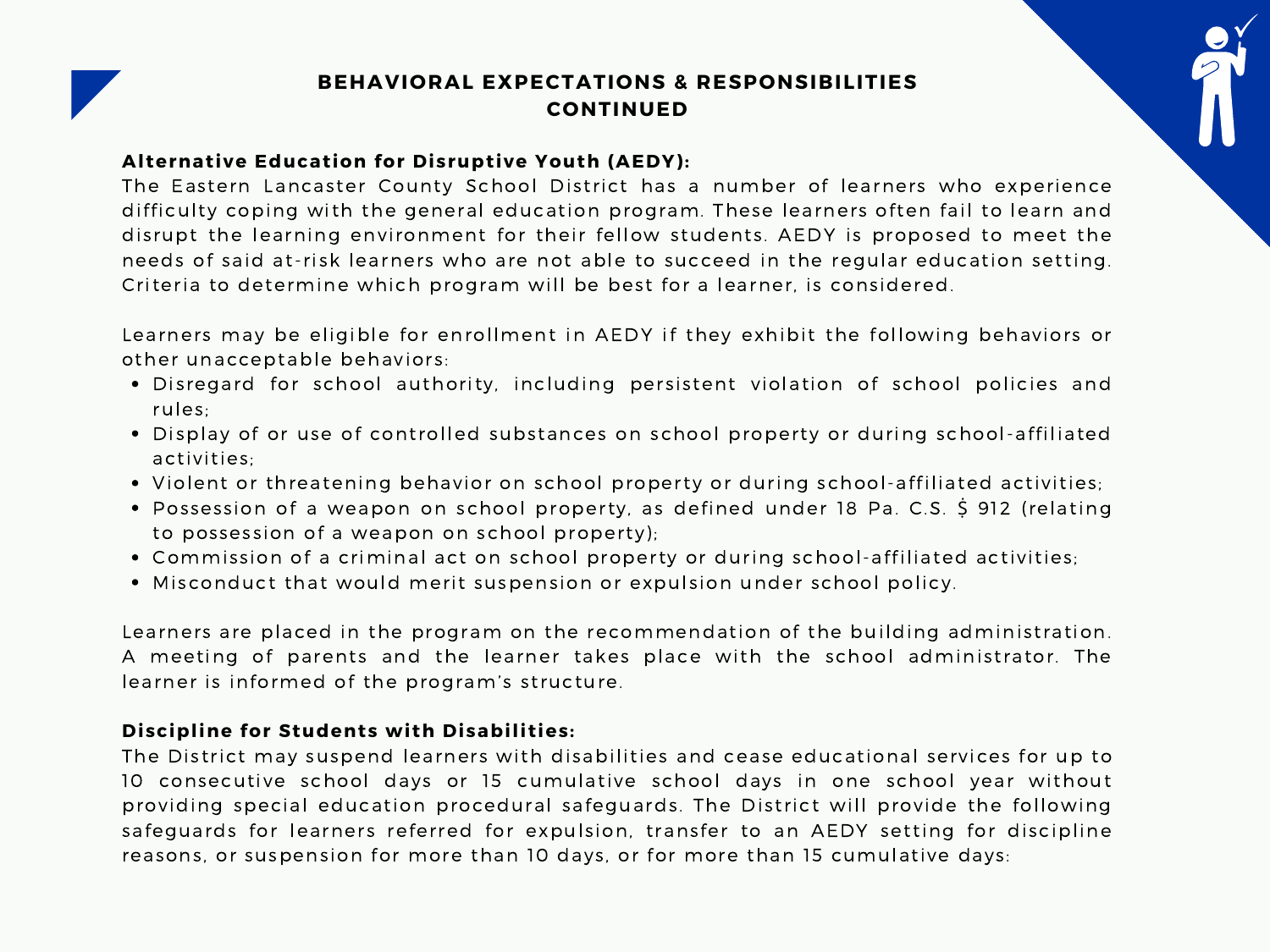## BEHAVIORAL EXPECTATIONS & RESPONSIBILITIES CONTINUED

**Alternative Education for Disruptive Youth (AEDY):**

The Eastern Lancaster County School District has a number of learners who experience difficulty coping with the general education program. These learners often fail to learn and disrupt the learning environment for their fellow students. AEDY is proposed to meet the needs of said at-risk learners who are not able to succeed in the regular education setting. Criteria to determine which program will be best for a learner, is considered.

Learners may be eligible for enrollment in AEDY if they exhibit the following behaviors or other unacceptable behaviors:

- Disregard for school authority, including persistent violation of school policies and rules;
- Display of or use of controlled substances on school property or during school-affiliated activities;
- Violent or threatening behavior on school property or during school-affiliated activities;
- Possession of a weapon on school property, as defined under 18 Pa. C.S. § 912 (relating to possession of a weapon on school property);
- Commission of a criminal act on school property or during school-affiliated activities;
- Misconduct that would merit suspension or expulsion under school policy.

Learners are placed in the program on the recommendation of the building administration. A meeting of parents and the learner takes place with the school administrator. The learner is informed of the program's structure.

**Discipline for Students with Disabilities:**

The District may suspend learners with disabilities and cease educational services for up to 10 consecutive school days or 15 cumulative school days in one school year without providing special education procedural safeguards. The District will provide the following safeguards for learners referred for expulsion, transfer to an AEDY setting for discipline reasons, or suspension for more than 10 days, or for more than 15 cumulative days: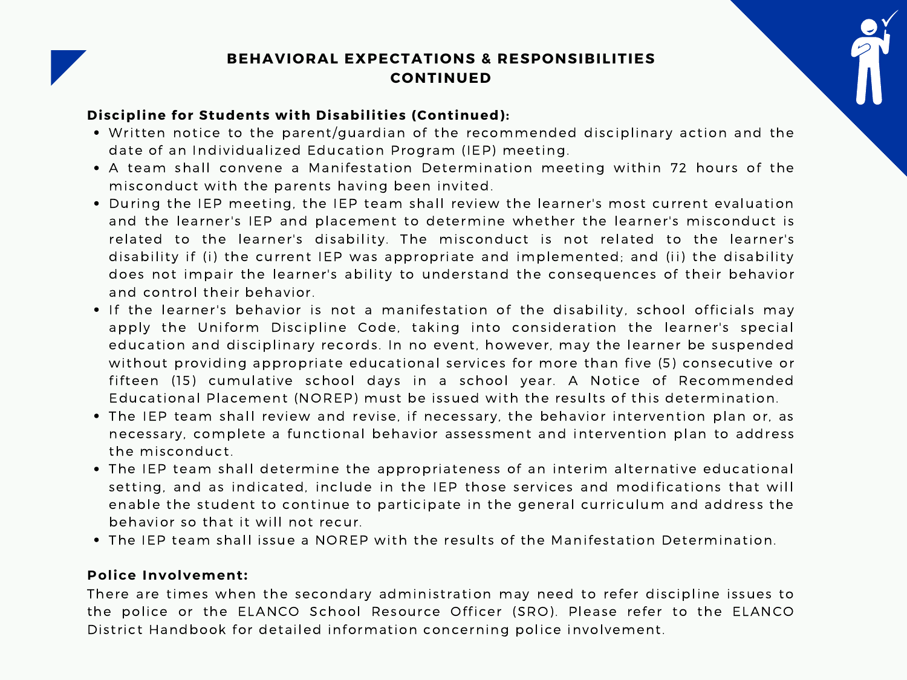## BEHAVIORAL EXPECTATIONS & RESPONSIBILITIES CONTINUED

**Discipline for Students with Disabilities (Continued):**

- Written notice to the parent/guardian of the recommended disciplinary action and the date of an Individualized Education Program (IEP) meeting.
- A team shall convene a Manifestation Determination meeting within 72 hours of the misconduct with the parents having been invited.
- During the IEP meeting, the IEP team shall review the learner's most current evaluation and the learner's IEP and placement to determine whether the learner's misconduct is related to the learner's disability. The misconduct is not related to the learner's disability if (i) the current IEP was appropriate and implemented; and (ii) the disability does not impair the learner's ability to understand the consequences of their behavior and control their behavior.
- If the learner's behavior is not a manifestation of the disability, school officials may apply the Uniform Discipline Code, taking into consideration the learner's special education and disciplinary records. In no event, however, may the learner be suspended without providing appropriate educational services for more than five (5) consecutive or fifteen (15) cumulative school days in a school year. A Notice of Recommended Educational Placement (NOREP) must be issued with the results of this determination.
- The IEP team shall review and revise, if necessary, the behavior intervention plan or, as necessary, complete a functional behavior assessment and intervention plan to address the misconduct.
- The IEP team shall determine the appropriateness of an interim alternative educational setting, and as indicated, include in the IEP those services and modifications that will enable the student to continue to participate in the general curriculum and address the behavior so that it will not recur.
- The IEP team shall issue a NOREP with the results of the Manifestation Determination.

**Police Involvement:**

There are times when the secondary administration may need to refer discipline issues to the police or the ELANCO School Resource Officer (SRO). Please refer to the ELANCO District Handbook for detailed information concerning police involvement.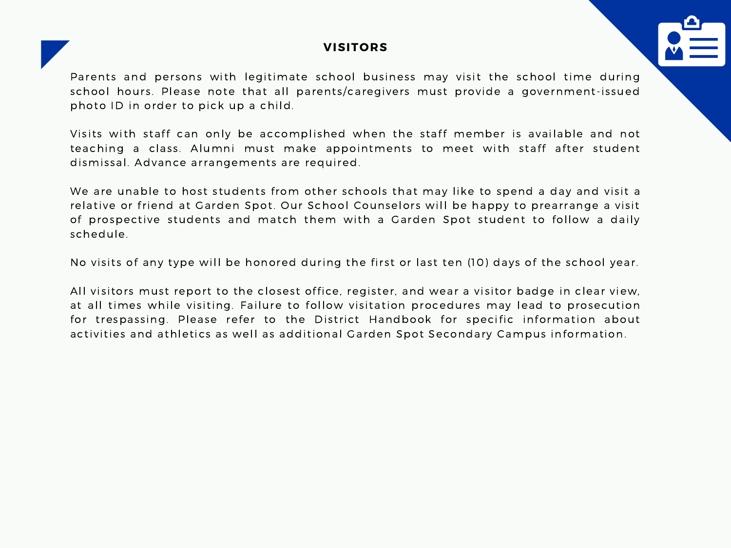## VISITORS

Parents and persons with legitimate school business may visit the school time during school hours. Please note that all parents/caregivers must provide a government-issued photo ID in order to pick up a child.

Visits with staff can only be accomplished when the staff member is available and not teaching a class. Alumni must make appointments to meet with staff after student dismissal. Advance arrangements are required.

We are unable to host students from other schools that may like to spend a day and visit a relative or friend at Garden Spot. Our School Counselors will be happy to prearrange a visit of prospective students and match them with a Garden Spot student to follow a daily schedule.

No visits of any type will be honored during the first or last ten (10) days of the school year.

All visitors must report to the closest office, register, and wear a visitor badge in clear view, at all times while visiting. Failure to follow visitation procedures may lead to prosecution for trespassing. Please refer to the District Handbook for specific information about activities and athletics as well as additional Garden Spot Secondary Campus information.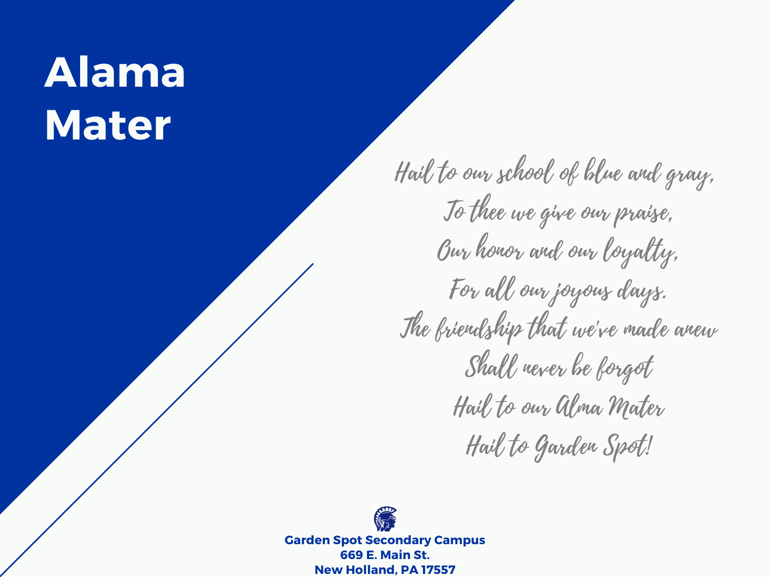# Alama Mater

Hail to our school of blue and gray,
To thee we give our praise,
Our honor and our loyalty,
For all our joyous days.
The friendship that we've made anew
Shall never be forgot
Hail to our Alma Mater
Hail to Garden Spot!

**Garden Spot Secondary Campus**
**669 E. Main St.**
**New Holland, PA 17557**